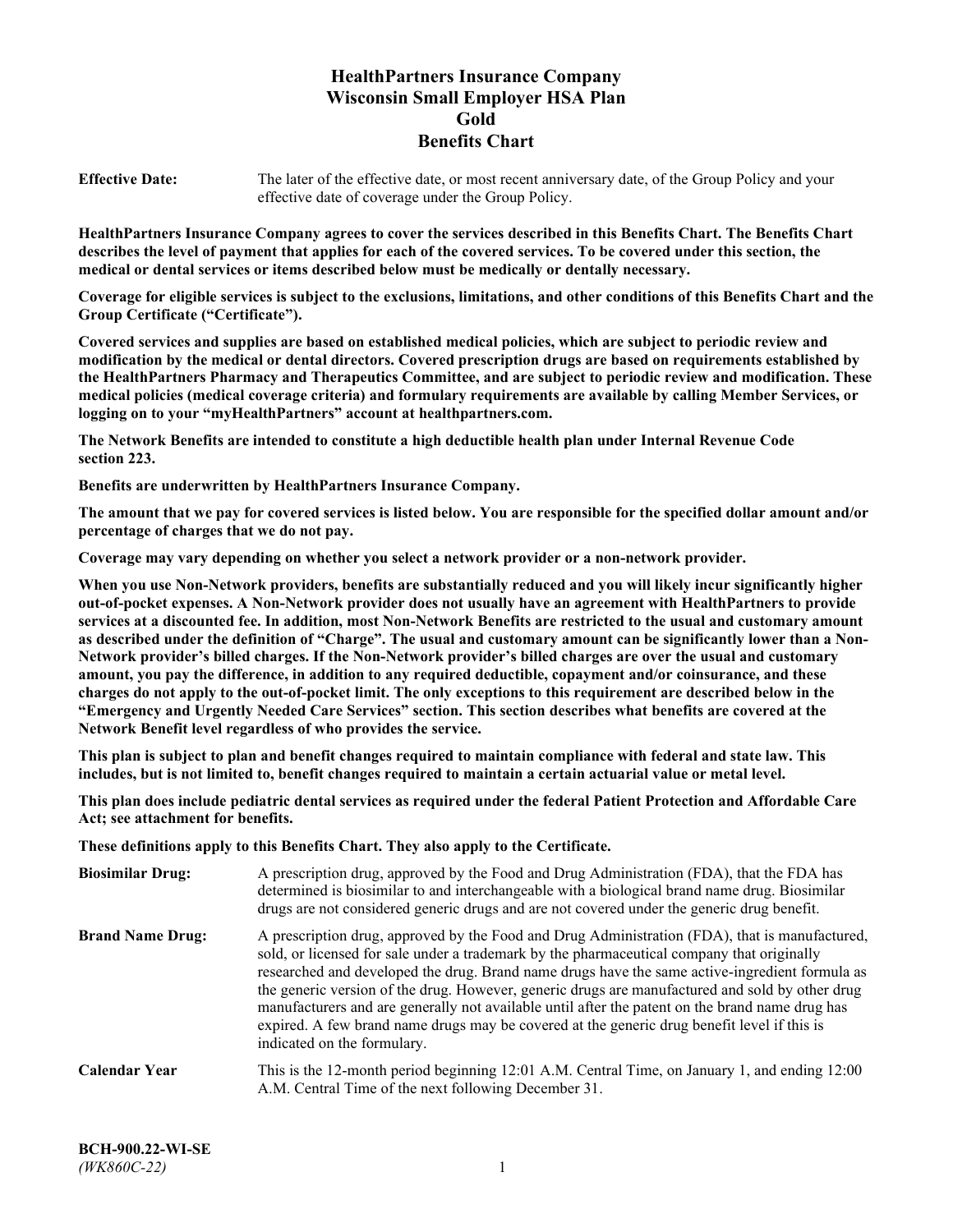# HealthPartners Insurance Company
# Wisconsin Small Employer HSA Plan
# Gold
# Benefits Chart

**Effective Date:** The later of the effective date, or most recent anniversary date, of the Group Policy and your effective date of coverage under the Group Policy.

**HealthPartners Insurance Company agrees to cover the services described in this Benefits Chart. The Benefits Chart describes the level of payment that applies for each of the covered services. To be covered under this section, the medical or dental services or items described below must be medically or dentally necessary.**

**Coverage for eligible services is subject to the exclusions, limitations, and other conditions of this Benefits Chart and the Group Certificate ("Certificate").**

**Covered services and supplies are based on established medical policies, which are subject to periodic review and modification by the medical or dental directors. Covered prescription drugs are based on requirements established by the HealthPartners Pharmacy and Therapeutics Committee, and are subject to periodic review and modification. These medical policies (medical coverage criteria) and formulary requirements are available by calling Member Services, or logging on to your "myHealthPartners" account at healthpartners.com.**

**The Network Benefits are intended to constitute a high deductible health plan under Internal Revenue Code section 223.**

**Benefits are underwritten by HealthPartners Insurance Company.**

**The amount that we pay for covered services is listed below. You are responsible for the specified dollar amount and/or percentage of charges that we do not pay.**

**Coverage may vary depending on whether you select a network provider or a non-network provider.**

**When you use Non-Network providers, benefits are substantially reduced and you will likely incur significantly higher out-of-pocket expenses. A Non-Network provider does not usually have an agreement with HealthPartners to provide services at a discounted fee. In addition, most Non-Network Benefits are restricted to the usual and customary amount as described under the definition of "Charge". The usual and customary amount can be significantly lower than a Non-Network provider's billed charges. If the Non-Network provider's billed charges are over the usual and customary amount, you pay the difference, in addition to any required deductible, copayment and/or coinsurance, and these charges do not apply to the out-of-pocket limit. The only exceptions to this requirement are described below in the "Emergency and Urgently Needed Care Services" section. This section describes what benefits are covered at the Network Benefit level regardless of who provides the service.**

**This plan is subject to plan and benefit changes required to maintain compliance with federal and state law. This includes, but is not limited to, benefit changes required to maintain a certain actuarial value or metal level.**

**This plan does include pediatric dental services as required under the federal Patient Protection and Affordable Care Act; see attachment for benefits.**

**These definitions apply to this Benefits Chart. They also apply to the Certificate.**

**Biosimilar Drug:** A prescription drug, approved by the Food and Drug Administration (FDA), that the FDA has determined is biosimilar to and interchangeable with a biological brand name drug. Biosimilar drugs are not considered generic drugs and are not covered under the generic drug benefit.

**Brand Name Drug:** A prescription drug, approved by the Food and Drug Administration (FDA), that is manufactured, sold, or licensed for sale under a trademark by the pharmaceutical company that originally researched and developed the drug. Brand name drugs have the same active-ingredient formula as the generic version of the drug. However, generic drugs are manufactured and sold by other drug manufacturers and are generally not available until after the patent on the brand name drug has expired. A few brand name drugs may be covered at the generic drug benefit level if this is indicated on the formulary.

**Calendar Year** This is the 12-month period beginning 12:01 A.M. Central Time, on January 1, and ending 12:00 A.M. Central Time of the next following December 31.

**BCH-900.22-WI-SE**
*(WK860C-22)*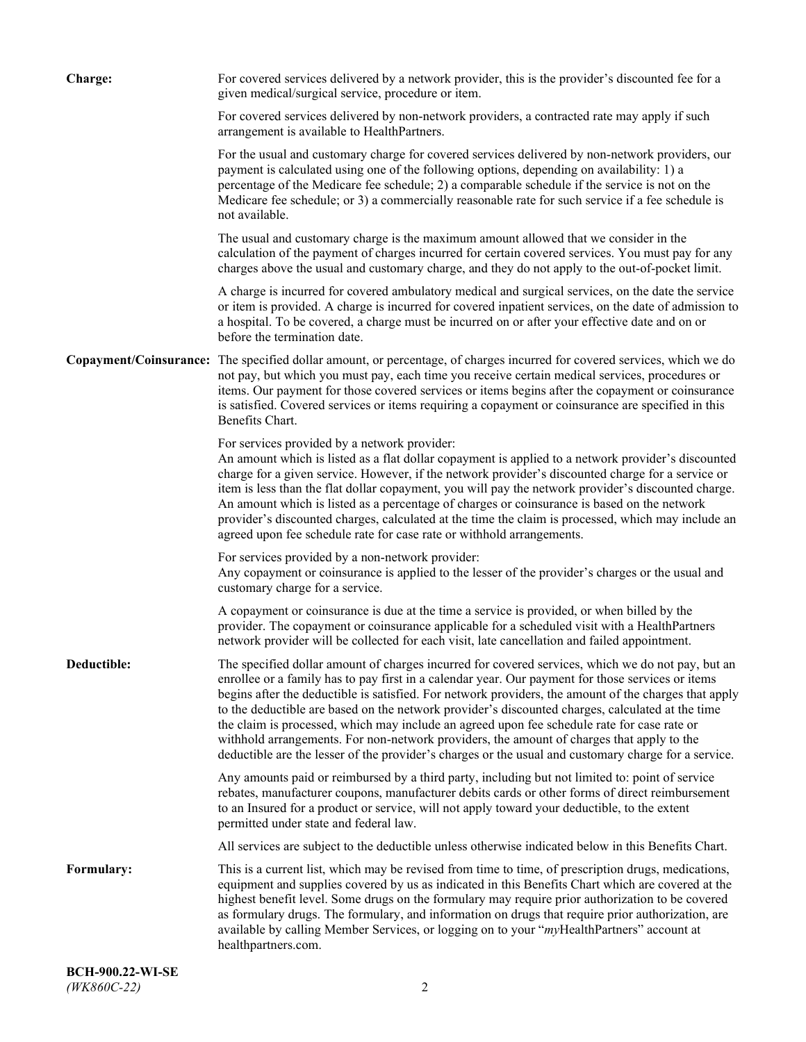**Charge:** For covered services delivered by a network provider, this is the provider's discounted fee for a given medical/surgical service, procedure or item.

For covered services delivered by non-network providers, a contracted rate may apply if such arrangement is available to HealthPartners.

For the usual and customary charge for covered services delivered by non-network providers, our payment is calculated using one of the following options, depending on availability: 1) a percentage of the Medicare fee schedule; 2) a comparable schedule if the service is not on the Medicare fee schedule; or 3) a commercially reasonable rate for such service if a fee schedule is not available.

The usual and customary charge is the maximum amount allowed that we consider in the calculation of the payment of charges incurred for certain covered services. You must pay for any charges above the usual and customary charge, and they do not apply to the out-of-pocket limit.

A charge is incurred for covered ambulatory medical and surgical services, on the date the service or item is provided. A charge is incurred for covered inpatient services, on the date of admission to a hospital. To be covered, a charge must be incurred on or after your effective date and on or before the termination date.

**Copayment/Coinsurance:** The specified dollar amount, or percentage, of charges incurred for covered services, which we do not pay, but which you must pay, each time you receive certain medical services, procedures or items. Our payment for those covered services or items begins after the copayment or coinsurance is satisfied. Covered services or items requiring a copayment or coinsurance are specified in this Benefits Chart.

For services provided by a network provider:
An amount which is listed as a flat dollar copayment is applied to a network provider's discounted charge for a given service. However, if the network provider's discounted charge for a service or item is less than the flat dollar copayment, you will pay the network provider's discounted charge. An amount which is listed as a percentage of charges or coinsurance is based on the network provider's discounted charges, calculated at the time the claim is processed, which may include an agreed upon fee schedule rate for case rate or withhold arrangements.

For services provided by a non-network provider:
Any copayment or coinsurance is applied to the lesser of the provider's charges or the usual and customary charge for a service.

A copayment or coinsurance is due at the time a service is provided, or when billed by the provider. The copayment or coinsurance applicable for a scheduled visit with a HealthPartners network provider will be collected for each visit, late cancellation and failed appointment.

**Deductible:** The specified dollar amount of charges incurred for covered services, which we do not pay, but an enrollee or a family has to pay first in a calendar year. Our payment for those services or items begins after the deductible is satisfied. For network providers, the amount of the charges that apply to the deductible are based on the network provider's discounted charges, calculated at the time the claim is processed, which may include an agreed upon fee schedule rate for case rate or withhold arrangements. For non-network providers, the amount of charges that apply to the deductible are the lesser of the provider's charges or the usual and customary charge for a service.

Any amounts paid or reimbursed by a third party, including but not limited to: point of service rebates, manufacturer coupons, manufacturer debits cards or other forms of direct reimbursement to an Insured for a product or service, will not apply toward your deductible, to the extent permitted under state and federal law.

All services are subject to the deductible unless otherwise indicated below in this Benefits Chart.

**Formulary:** This is a current list, which may be revised from time to time, of prescription drugs, medications, equipment and supplies covered by us as indicated in this Benefits Chart which are covered at the highest benefit level. Some drugs on the formulary may require prior authorization to be covered as formulary drugs. The formulary, and information on drugs that require prior authorization, are available by calling Member Services, or logging on to your "*my*HealthPartners" account at healthpartners.com.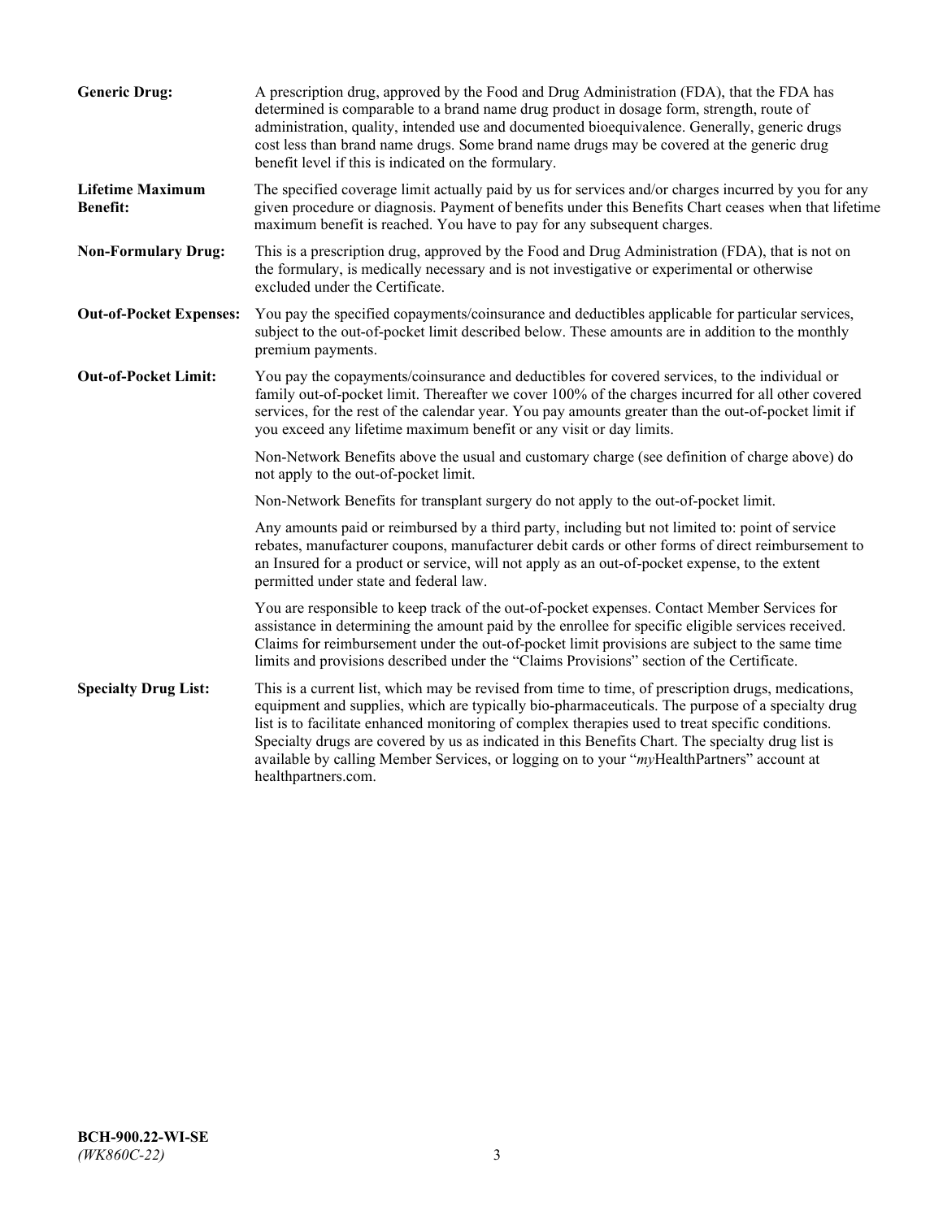**Generic Drug:** A prescription drug, approved by the Food and Drug Administration (FDA), that the FDA has determined is comparable to a brand name drug product in dosage form, strength, route of administration, quality, intended use and documented bioequivalence. Generally, generic drugs cost less than brand name drugs. Some brand name drugs may be covered at the generic drug benefit level if this is indicated on the formulary.

**Lifetime Maximum Benefit:** The specified coverage limit actually paid by us for services and/or charges incurred by you for any given procedure or diagnosis. Payment of benefits under this Benefits Chart ceases when that lifetime maximum benefit is reached. You have to pay for any subsequent charges.

**Non-Formulary Drug:** This is a prescription drug, approved by the Food and Drug Administration (FDA), that is not on the formulary, is medically necessary and is not investigative or experimental or otherwise excluded under the Certificate.

**Out-of-Pocket Expenses:** You pay the specified copayments/coinsurance and deductibles applicable for particular services, subject to the out-of-pocket limit described below. These amounts are in addition to the monthly premium payments.

**Out-of-Pocket Limit:** You pay the copayments/coinsurance and deductibles for covered services, to the individual or family out-of-pocket limit. Thereafter we cover 100% of the charges incurred for all other covered services, for the rest of the calendar year. You pay amounts greater than the out-of-pocket limit if you exceed any lifetime maximum benefit or any visit or day limits.

Non-Network Benefits above the usual and customary charge (see definition of charge above) do not apply to the out-of-pocket limit.

Non-Network Benefits for transplant surgery do not apply to the out-of-pocket limit.

Any amounts paid or reimbursed by a third party, including but not limited to: point of service rebates, manufacturer coupons, manufacturer debit cards or other forms of direct reimbursement to an Insured for a product or service, will not apply as an out-of-pocket expense, to the extent permitted under state and federal law.

You are responsible to keep track of the out-of-pocket expenses. Contact Member Services for assistance in determining the amount paid by the enrollee for specific eligible services received. Claims for reimbursement under the out-of-pocket limit provisions are subject to the same time limits and provisions described under the "Claims Provisions" section of the Certificate.

**Specialty Drug List:** This is a current list, which may be revised from time to time, of prescription drugs, medications, equipment and supplies, which are typically bio-pharmaceuticals. The purpose of a specialty drug list is to facilitate enhanced monitoring of complex therapies used to treat specific conditions. Specialty drugs are covered by us as indicated in this Benefits Chart. The specialty drug list is available by calling Member Services, or logging on to your "*my*HealthPartners" account at healthpartners.com.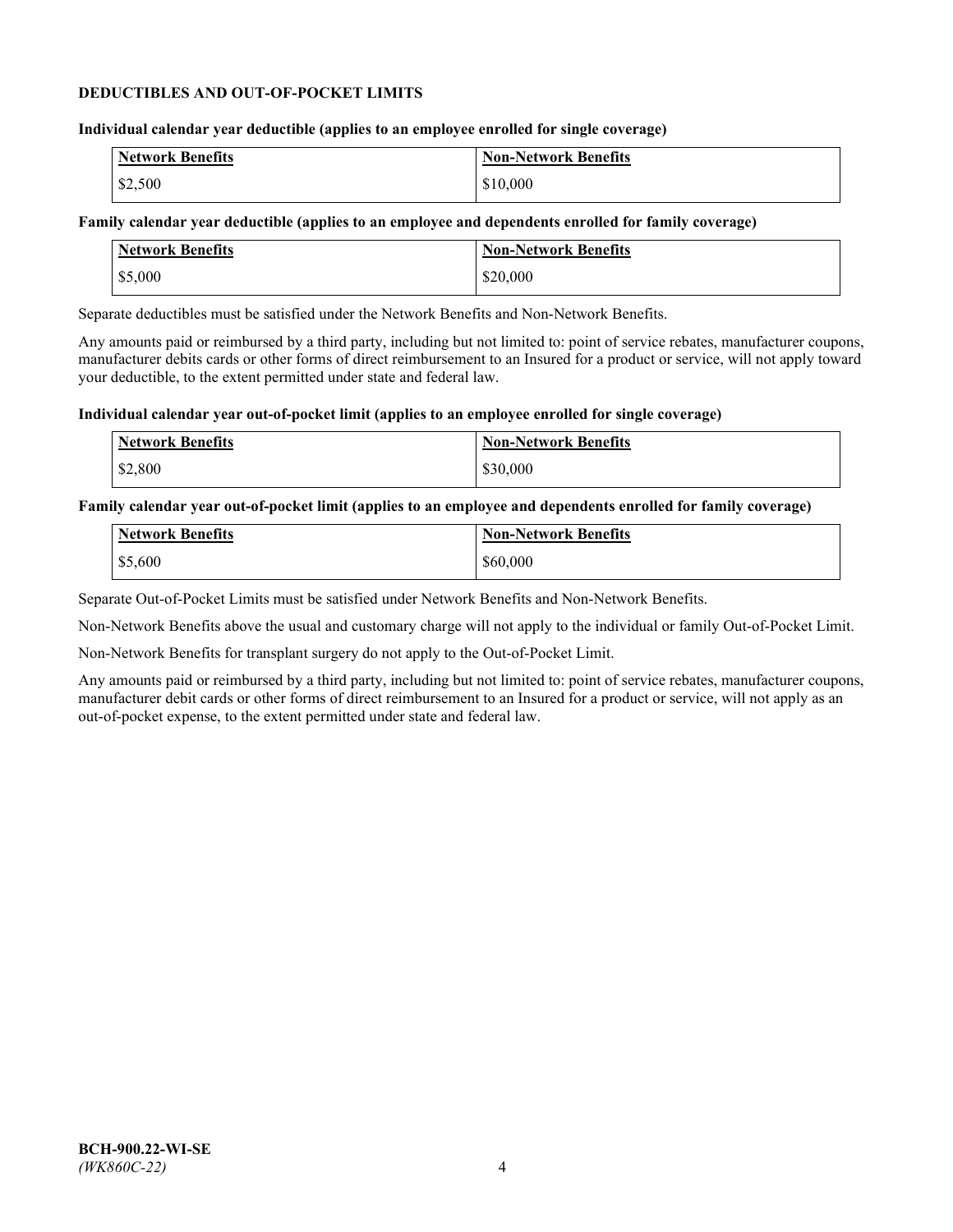## DEDUCTIBLES AND OUT-OF-POCKET LIMITS

**Individual calendar year deductible (applies to an employee enrolled for single coverage)**

| Network Benefits | Non-Network Benefits |
|---|---|
| $2,500 | $10,000 |

**Family calendar year deductible (applies to an employee and dependents enrolled for family coverage)**

| Network Benefits | Non-Network Benefits |
|---|---|
| $5,000 | $20,000 |

Separate deductibles must be satisfied under the Network Benefits and Non-Network Benefits.

Any amounts paid or reimbursed by a third party, including but not limited to: point of service rebates, manufacturer coupons, manufacturer debits cards or other forms of direct reimbursement to an Insured for a product or service, will not apply toward your deductible, to the extent permitted under state and federal law.

**Individual calendar year out-of-pocket limit (applies to an employee enrolled for single coverage)**

| Network Benefits | Non-Network Benefits |
|---|---|
| $2,800 | $30,000 |

**Family calendar year out-of-pocket limit (applies to an employee and dependents enrolled for family coverage)**

| Network Benefits | Non-Network Benefits |
|---|---|
| $5,600 | $60,000 |

Separate Out-of-Pocket Limits must be satisfied under Network Benefits and Non-Network Benefits.

Non-Network Benefits above the usual and customary charge will not apply to the individual or family Out-of-Pocket Limit.

Non-Network Benefits for transplant surgery do not apply to the Out-of-Pocket Limit.

Any amounts paid or reimbursed by a third party, including but not limited to: point of service rebates, manufacturer coupons, manufacturer debit cards or other forms of direct reimbursement to an Insured for a product or service, will not apply as an out-of-pocket expense, to the extent permitted under state and federal law.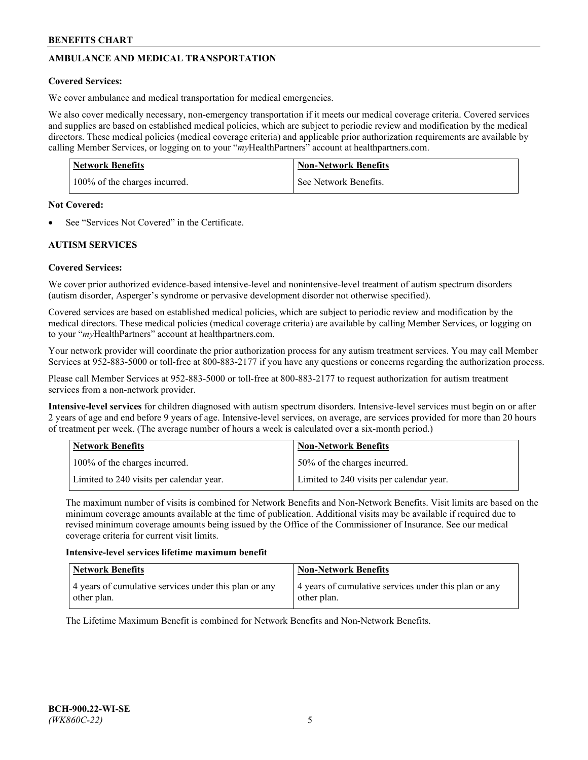## AMBULANCE AND MEDICAL TRANSPORTATION

**Covered Services:**

We cover ambulance and medical transportation for medical emergencies.

We also cover medically necessary, non-emergency transportation if it meets our medical coverage criteria. Covered services and supplies are based on established medical policies, which are subject to periodic review and modification by the medical directors. These medical policies (medical coverage criteria) and applicable prior authorization requirements are available by calling Member Services, or logging on to your "*my*HealthPartners" account at healthpartners.com.

| Network Benefits | Non-Network Benefits |
| --- | --- |
| 100% of the charges incurred. | See Network Benefits. |

**Not Covered:**

- See "Services Not Covered" in the Certificate.

## AUTISM SERVICES

**Covered Services:**

We cover prior authorized evidence-based intensive-level and nonintensive-level treatment of autism spectrum disorders (autism disorder, Asperger's syndrome or pervasive development disorder not otherwise specified).

Covered services are based on established medical policies, which are subject to periodic review and modification by the medical directors. These medical policies (medical coverage criteria) are available by calling Member Services, or logging on to your "*my*HealthPartners" account at healthpartners.com.

Your network provider will coordinate the prior authorization process for any autism treatment services. You may call Member Services at 952-883-5000 or toll-free at 800-883-2177 if you have any questions or concerns regarding the authorization process.

Please call Member Services at 952-883-5000 or toll-free at 800-883-2177 to request authorization for autism treatment services from a non-network provider.

**Intensive-level services** for children diagnosed with autism spectrum disorders. Intensive-level services must begin on or after 2 years of age and end before 9 years of age. Intensive-level services, on average, are services provided for more than 20 hours of treatment per week. (The average number of hours a week is calculated over a six-month period.)

| Network Benefits | Non-Network Benefits |
| --- | --- |
| 100% of the charges incurred. | 50% of the charges incurred. |
| Limited to 240 visits per calendar year. | Limited to 240 visits per calendar year. |

The maximum number of visits is combined for Network Benefits and Non-Network Benefits. Visit limits are based on the minimum coverage amounts available at the time of publication. Additional visits may be available if required due to revised minimum coverage amounts being issued by the Office of the Commissioner of Insurance. See our medical coverage criteria for current visit limits.

**Intensive-level services lifetime maximum benefit**

| Network Benefits | Non-Network Benefits |
| --- | --- |
| 4 years of cumulative services under this plan or any other plan. | 4 years of cumulative services under this plan or any other plan. |

The Lifetime Maximum Benefit is combined for Network Benefits and Non-Network Benefits.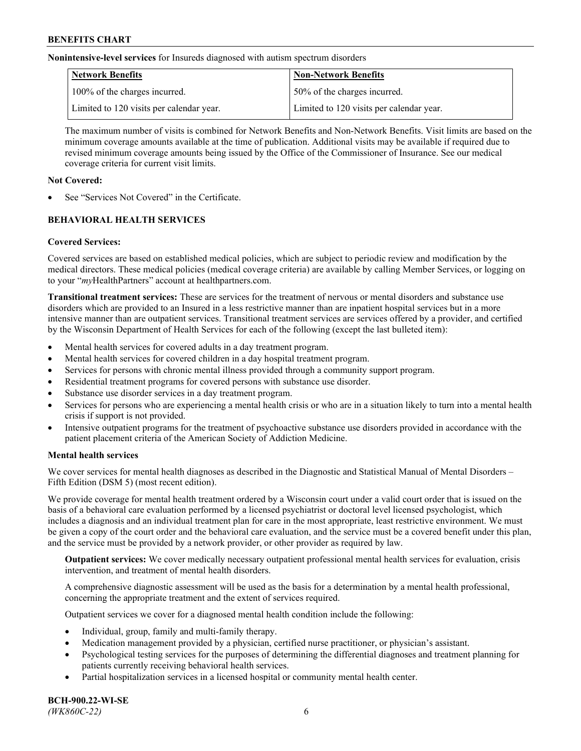**Nonintensive-level services** for Insureds diagnosed with autism spectrum disorders

| Network Benefits | Non-Network Benefits |
| --- | --- |
| 100% of the charges incurred. | 50% of the charges incurred. |
| Limited to 120 visits per calendar year. | Limited to 120 visits per calendar year. |

The maximum number of visits is combined for Network Benefits and Non-Network Benefits. Visit limits are based on the minimum coverage amounts available at the time of publication. Additional visits may be available if required due to revised minimum coverage amounts being issued by the Office of the Commissioner of Insurance. See our medical coverage criteria for current visit limits.

**Not Covered:**

- See "Services Not Covered" in the Certificate.

## BEHAVIORAL HEALTH SERVICES

**Covered Services:**

Covered services are based on established medical policies, which are subject to periodic review and modification by the medical directors. These medical policies (medical coverage criteria) are available by calling Member Services, or logging on to your "*my*HealthPartners" account at healthpartners.com.

**Transitional treatment services:** These are services for the treatment of nervous or mental disorders and substance use disorders which are provided to an Insured in a less restrictive manner than are inpatient hospital services but in a more intensive manner than are outpatient services. Transitional treatment services are services offered by a provider, and certified by the Wisconsin Department of Health Services for each of the following (except the last bulleted item):

- Mental health services for covered adults in a day treatment program.
- Mental health services for covered children in a day hospital treatment program.
- Services for persons with chronic mental illness provided through a community support program.
- Residential treatment programs for covered persons with substance use disorder.
- Substance use disorder services in a day treatment program.
- Services for persons who are experiencing a mental health crisis or who are in a situation likely to turn into a mental health crisis if support is not provided.
- Intensive outpatient programs for the treatment of psychoactive substance use disorders provided in accordance with the patient placement criteria of the American Society of Addiction Medicine.

**Mental health services**

We cover services for mental health diagnoses as described in the Diagnostic and Statistical Manual of Mental Disorders – Fifth Edition (DSM 5) (most recent edition).

We provide coverage for mental health treatment ordered by a Wisconsin court under a valid court order that is issued on the basis of a behavioral care evaluation performed by a licensed psychiatrist or doctoral level licensed psychologist, which includes a diagnosis and an individual treatment plan for care in the most appropriate, least restrictive environment. We must be given a copy of the court order and the behavioral care evaluation, and the service must be a covered benefit under this plan, and the service must be provided by a network provider, or other provider as required by law.

**Outpatient services:** We cover medically necessary outpatient professional mental health services for evaluation, crisis intervention, and treatment of mental health disorders.

A comprehensive diagnostic assessment will be used as the basis for a determination by a mental health professional, concerning the appropriate treatment and the extent of services required.

Outpatient services we cover for a diagnosed mental health condition include the following:

- Individual, group, family and multi-family therapy.
- Medication management provided by a physician, certified nurse practitioner, or physician's assistant.
- Psychological testing services for the purposes of determining the differential diagnoses and treatment planning for patients currently receiving behavioral health services.
- Partial hospitalization services in a licensed hospital or community mental health center.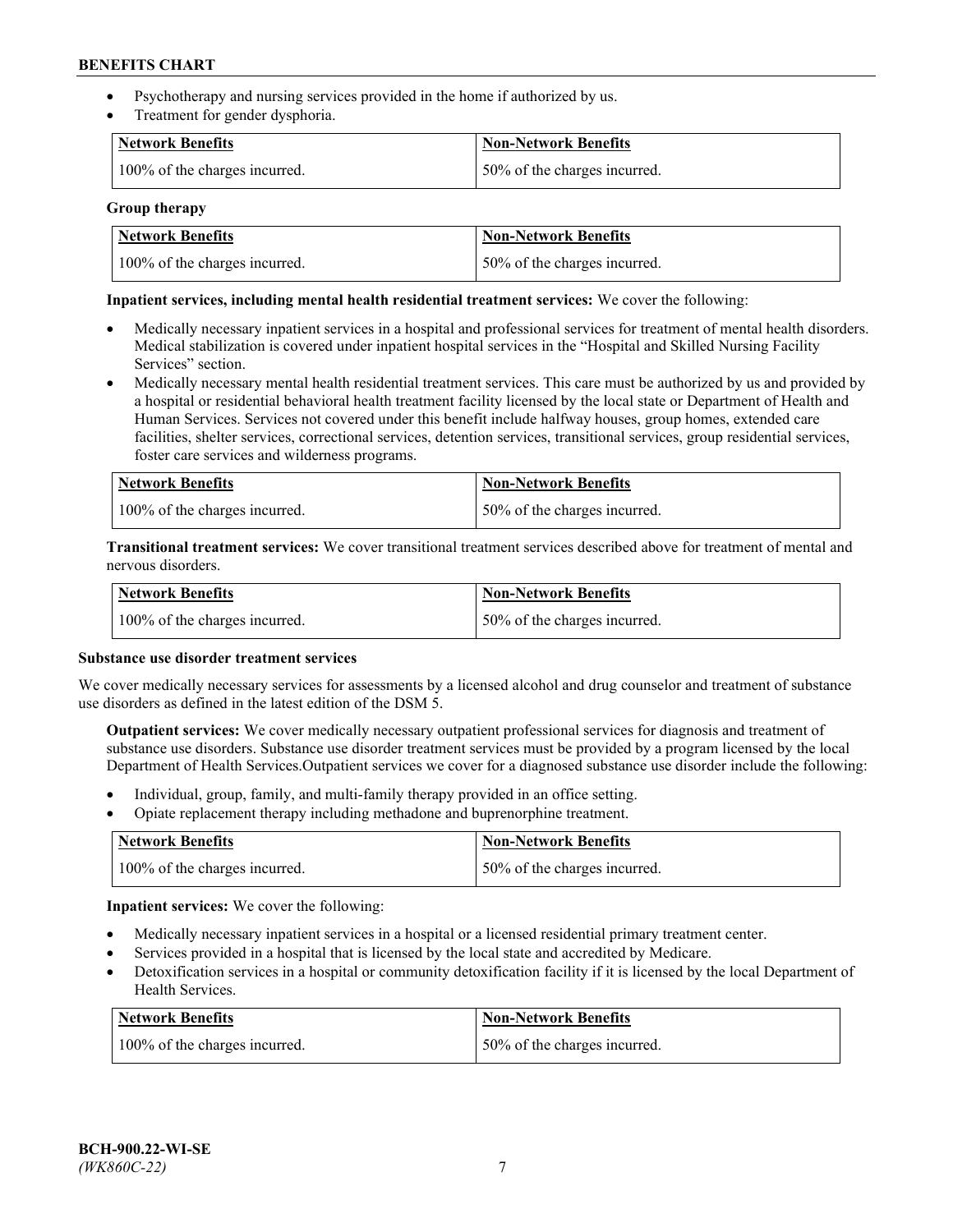- Psychotherapy and nursing services provided in the home if authorized by us.
- Treatment for gender dysphoria.

| Network Benefits | Non-Network Benefits |
|---|---|
| 100% of the charges incurred. | 50% of the charges incurred. |

**Group therapy**

| Network Benefits | Non-Network Benefits |
|---|---|
| 100% of the charges incurred. | 50% of the charges incurred. |

**Inpatient services, including mental health residential treatment services:** We cover the following:

- Medically necessary inpatient services in a hospital and professional services for treatment of mental health disorders. Medical stabilization is covered under inpatient hospital services in the "Hospital and Skilled Nursing Facility Services" section.
- Medically necessary mental health residential treatment services. This care must be authorized by us and provided by a hospital or residential behavioral health treatment facility licensed by the local state or Department of Health and Human Services. Services not covered under this benefit include halfway houses, group homes, extended care facilities, shelter services, correctional services, detention services, transitional services, group residential services, foster care services and wilderness programs.

| Network Benefits | Non-Network Benefits |
|---|---|
| 100% of the charges incurred. | 50% of the charges incurred. |

**Transitional treatment services:** We cover transitional treatment services described above for treatment of mental and nervous disorders.

| Network Benefits | Non-Network Benefits |
|---|---|
| 100% of the charges incurred. | 50% of the charges incurred. |

**Substance use disorder treatment services**

We cover medically necessary services for assessments by a licensed alcohol and drug counselor and treatment of substance use disorders as defined in the latest edition of the DSM 5.

**Outpatient services:** We cover medically necessary outpatient professional services for diagnosis and treatment of substance use disorders. Substance use disorder treatment services must be provided by a program licensed by the local Department of Health Services.Outpatient services we cover for a diagnosed substance use disorder include the following:

- Individual, group, family, and multi-family therapy provided in an office setting.
- Opiate replacement therapy including methadone and buprenorphine treatment.

| Network Benefits | Non-Network Benefits |
|---|---|
| 100% of the charges incurred. | 50% of the charges incurred. |

**Inpatient services:** We cover the following:

- Medically necessary inpatient services in a hospital or a licensed residential primary treatment center.
- Services provided in a hospital that is licensed by the local state and accredited by Medicare.
- Detoxification services in a hospital or community detoxification facility if it is licensed by the local Department of Health Services.

| Network Benefits | Non-Network Benefits |
|---|---|
| 100% of the charges incurred. | 50% of the charges incurred. |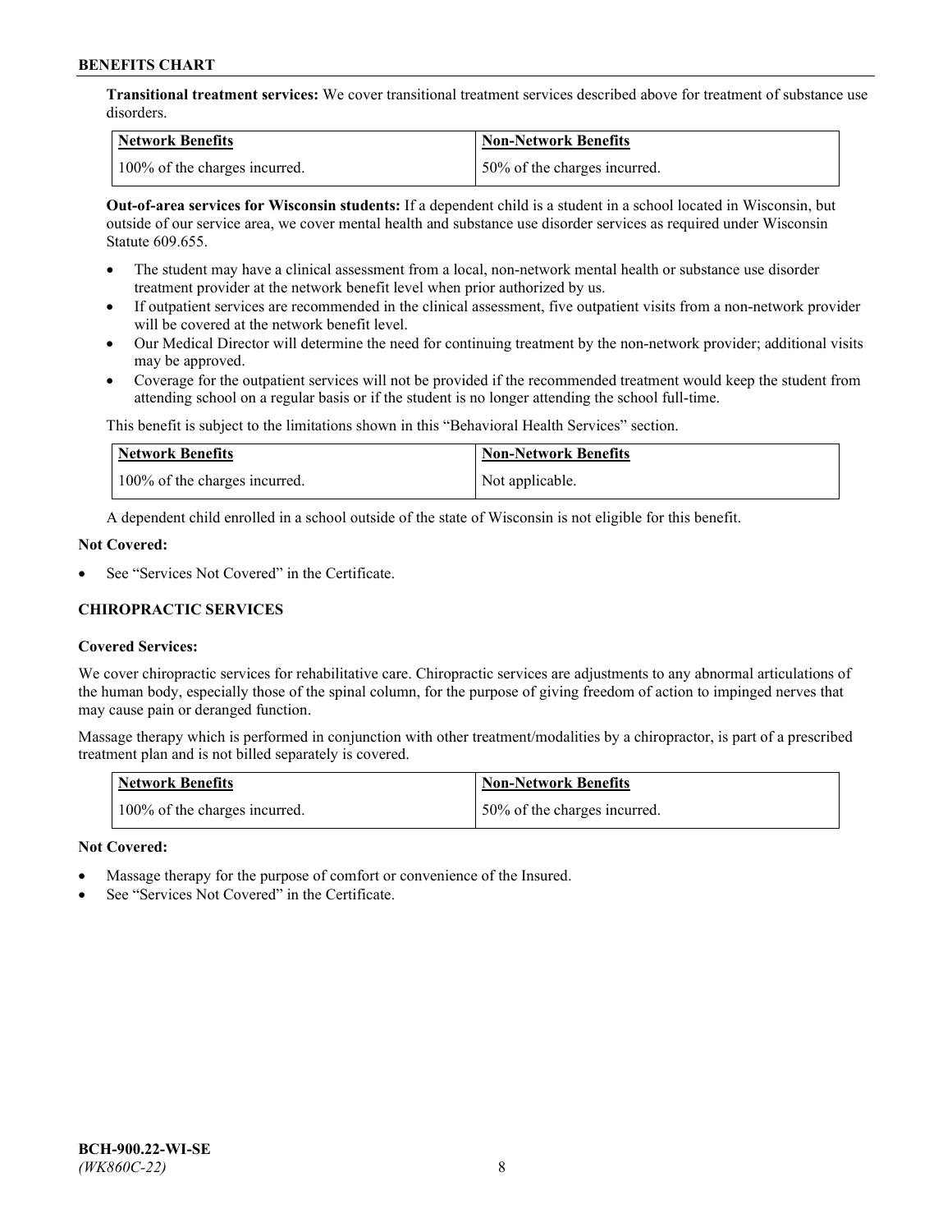**Transitional treatment services:** We cover transitional treatment services described above for treatment of substance use disorders.

| Network Benefits | Non-Network Benefits |
| --- | --- |
| 100% of the charges incurred. | 50% of the charges incurred. |

**Out-of-area services for Wisconsin students:** If a dependent child is a student in a school located in Wisconsin, but outside of our service area, we cover mental health and substance use disorder services as required under Wisconsin Statute 609.655.

- The student may have a clinical assessment from a local, non-network mental health or substance use disorder treatment provider at the network benefit level when prior authorized by us.
- If outpatient services are recommended in the clinical assessment, five outpatient visits from a non-network provider will be covered at the network benefit level.
- Our Medical Director will determine the need for continuing treatment by the non-network provider; additional visits may be approved.
- Coverage for the outpatient services will not be provided if the recommended treatment would keep the student from attending school on a regular basis or if the student is no longer attending the school full-time.

This benefit is subject to the limitations shown in this "Behavioral Health Services" section.

| Network Benefits | Non-Network Benefits |
| --- | --- |
| 100% of the charges incurred. | Not applicable. |

A dependent child enrolled in a school outside of the state of Wisconsin is not eligible for this benefit.

**Not Covered:**

- See "Services Not Covered" in the Certificate.

### CHIROPRACTIC SERVICES

**Covered Services:**

We cover chiropractic services for rehabilitative care. Chiropractic services are adjustments to any abnormal articulations of the human body, especially those of the spinal column, for the purpose of giving freedom of action to impinged nerves that may cause pain or deranged function.

Massage therapy which is performed in conjunction with other treatment/modalities by a chiropractor, is part of a prescribed treatment plan and is not billed separately is covered.

| Network Benefits | Non-Network Benefits |
| --- | --- |
| 100% of the charges incurred. | 50% of the charges incurred. |

**Not Covered:**

- Massage therapy for the purpose of comfort or convenience of the Insured.
- See "Services Not Covered" in the Certificate.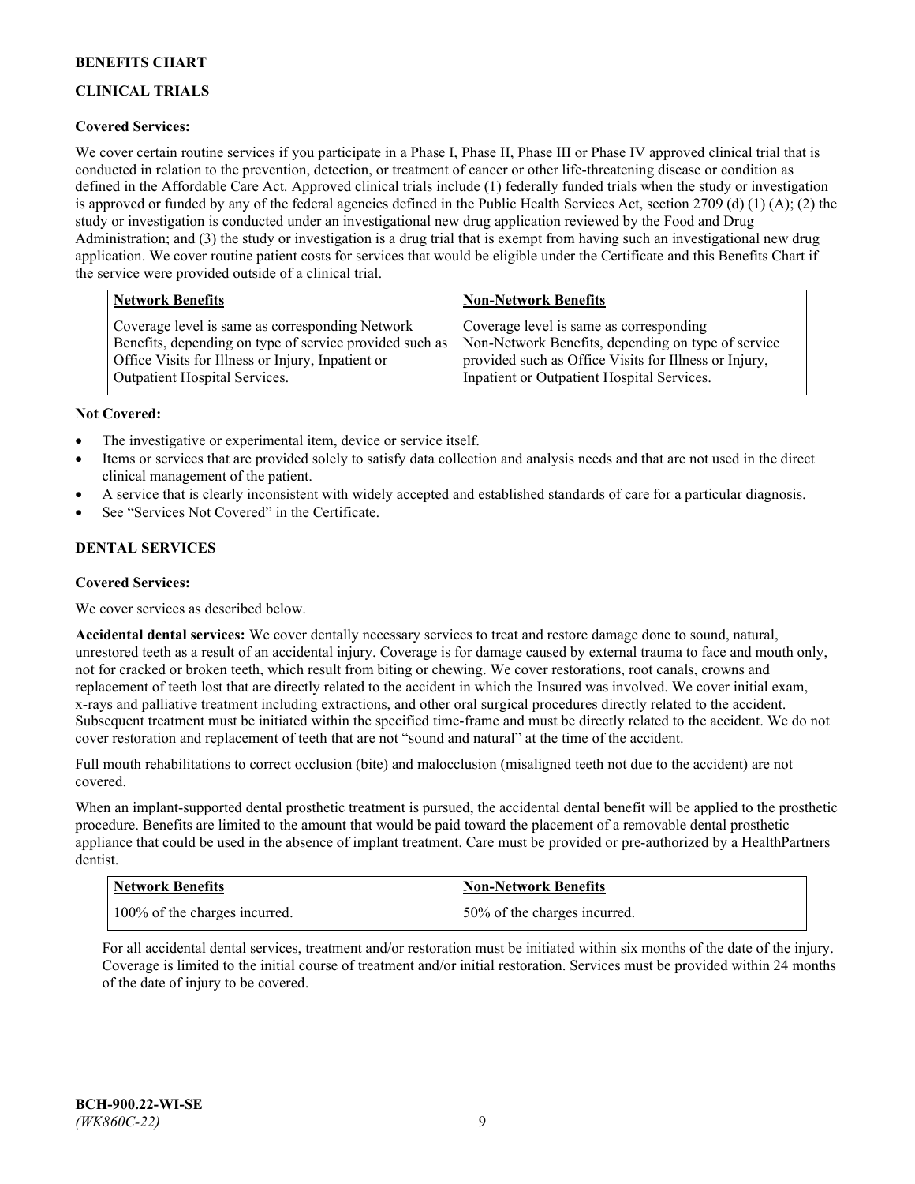## CLINICAL TRIALS

**Covered Services:**

We cover certain routine services if you participate in a Phase I, Phase II, Phase III or Phase IV approved clinical trial that is conducted in relation to the prevention, detection, or treatment of cancer or other life-threatening disease or condition as defined in the Affordable Care Act. Approved clinical trials include (1) federally funded trials when the study or investigation is approved or funded by any of the federal agencies defined in the Public Health Services Act, section 2709 (d) (1) (A); (2) the study or investigation is conducted under an investigational new drug application reviewed by the Food and Drug Administration; and (3) the study or investigation is a drug trial that is exempt from having such an investigational new drug application. We cover routine patient costs for services that would be eligible under the Certificate and this Benefits Chart if the service were provided outside of a clinical trial.

| Network Benefits | Non-Network Benefits |
|---|---|
| Coverage level is same as corresponding Network Benefits, depending on type of service provided such as Office Visits for Illness or Injury, Inpatient or Outpatient Hospital Services. | Coverage level is same as corresponding Non-Network Benefits, depending on type of service provided such as Office Visits for Illness or Injury, Inpatient or Outpatient Hospital Services. |

**Not Covered:**

- The investigative or experimental item, device or service itself.
- Items or services that are provided solely to satisfy data collection and analysis needs and that are not used in the direct clinical management of the patient.
- A service that is clearly inconsistent with widely accepted and established standards of care for a particular diagnosis.
- See "Services Not Covered" in the Certificate.

## DENTAL SERVICES

**Covered Services:**

We cover services as described below.

**Accidental dental services:** We cover dentally necessary services to treat and restore damage done to sound, natural, unrestored teeth as a result of an accidental injury. Coverage is for damage caused by external trauma to face and mouth only, not for cracked or broken teeth, which result from biting or chewing. We cover restorations, root canals, crowns and replacement of teeth lost that are directly related to the accident in which the Insured was involved. We cover initial exam, x-rays and palliative treatment including extractions, and other oral surgical procedures directly related to the accident. Subsequent treatment must be initiated within the specified time-frame and must be directly related to the accident. We do not cover restoration and replacement of teeth that are not "sound and natural" at the time of the accident.

Full mouth rehabilitations to correct occlusion (bite) and malocclusion (misaligned teeth not due to the accident) are not covered.

When an implant-supported dental prosthetic treatment is pursued, the accidental dental benefit will be applied to the prosthetic procedure. Benefits are limited to the amount that would be paid toward the placement of a removable dental prosthetic appliance that could be used in the absence of implant treatment. Care must be provided or pre-authorized by a HealthPartners dentist.

| Network Benefits | Non-Network Benefits |
|---|---|
| 100% of the charges incurred. | 50% of the charges incurred. |

For all accidental dental services, treatment and/or restoration must be initiated within six months of the date of the injury. Coverage is limited to the initial course of treatment and/or initial restoration. Services must be provided within 24 months of the date of injury to be covered.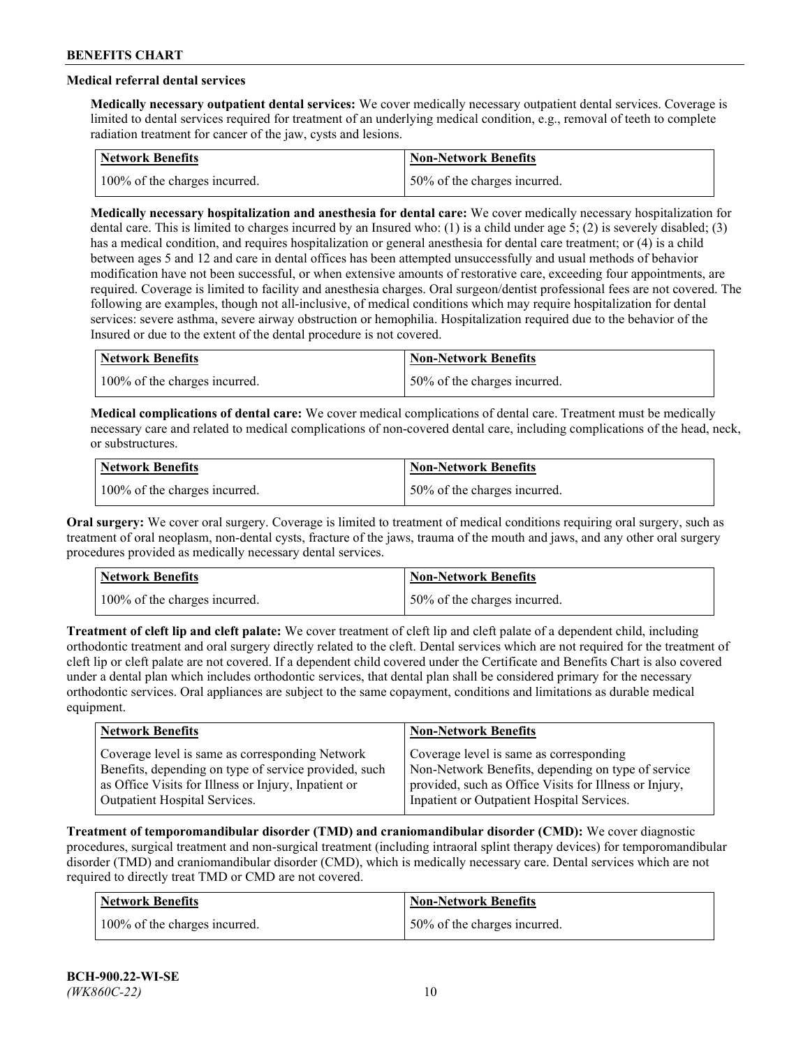### Medical referral dental services

**Medically necessary outpatient dental services:** We cover medically necessary outpatient dental services. Coverage is limited to dental services required for treatment of an underlying medical condition, e.g., removal of teeth to complete radiation treatment for cancer of the jaw, cysts and lesions.

| Network Benefits | Non-Network Benefits |
| --- | --- |
| 100% of the charges incurred. | 50% of the charges incurred. |

**Medically necessary hospitalization and anesthesia for dental care:** We cover medically necessary hospitalization for dental care. This is limited to charges incurred by an Insured who: (1) is a child under age 5; (2) is severely disabled; (3) has a medical condition, and requires hospitalization or general anesthesia for dental care treatment; or (4) is a child between ages 5 and 12 and care in dental offices has been attempted unsuccessfully and usual methods of behavior modification have not been successful, or when extensive amounts of restorative care, exceeding four appointments, are required. Coverage is limited to facility and anesthesia charges. Oral surgeon/dentist professional fees are not covered. The following are examples, though not all-inclusive, of medical conditions which may require hospitalization for dental services: severe asthma, severe airway obstruction or hemophilia. Hospitalization required due to the behavior of the Insured or due to the extent of the dental procedure is not covered.

| Network Benefits | Non-Network Benefits |
| --- | --- |
| 100% of the charges incurred. | 50% of the charges incurred. |

**Medical complications of dental care:** We cover medical complications of dental care. Treatment must be medically necessary care and related to medical complications of non-covered dental care, including complications of the head, neck, or substructures.

| Network Benefits | Non-Network Benefits |
| --- | --- |
| 100% of the charges incurred. | 50% of the charges incurred. |

**Oral surgery:** We cover oral surgery. Coverage is limited to treatment of medical conditions requiring oral surgery, such as treatment of oral neoplasm, non-dental cysts, fracture of the jaws, trauma of the mouth and jaws, and any other oral surgery procedures provided as medically necessary dental services.

| Network Benefits | Non-Network Benefits |
| --- | --- |
| 100% of the charges incurred. | 50% of the charges incurred. |

**Treatment of cleft lip and cleft palate:** We cover treatment of cleft lip and cleft palate of a dependent child, including orthodontic treatment and oral surgery directly related to the cleft. Dental services which are not required for the treatment of cleft lip or cleft palate are not covered. If a dependent child covered under the Certificate and Benefits Chart is also covered under a dental plan which includes orthodontic services, that dental plan shall be considered primary for the necessary orthodontic services. Oral appliances are subject to the same copayment, conditions and limitations as durable medical equipment.

| Network Benefits | Non-Network Benefits |
| --- | --- |
| Coverage level is same as corresponding Network Benefits, depending on type of service provided, such as Office Visits for Illness or Injury, Inpatient or Outpatient Hospital Services. | Coverage level is same as corresponding Non-Network Benefits, depending on type of service provided, such as Office Visits for Illness or Injury, Inpatient or Outpatient Hospital Services. |

**Treatment of temporomandibular disorder (TMD) and craniomandibular disorder (CMD):** We cover diagnostic procedures, surgical treatment and non-surgical treatment (including intraoral splint therapy devices) for temporomandibular disorder (TMD) and craniomandibular disorder (CMD), which is medically necessary care. Dental services which are not required to directly treat TMD or CMD are not covered.

| Network Benefits | Non-Network Benefits |
| --- | --- |
| 100% of the charges incurred. | 50% of the charges incurred. |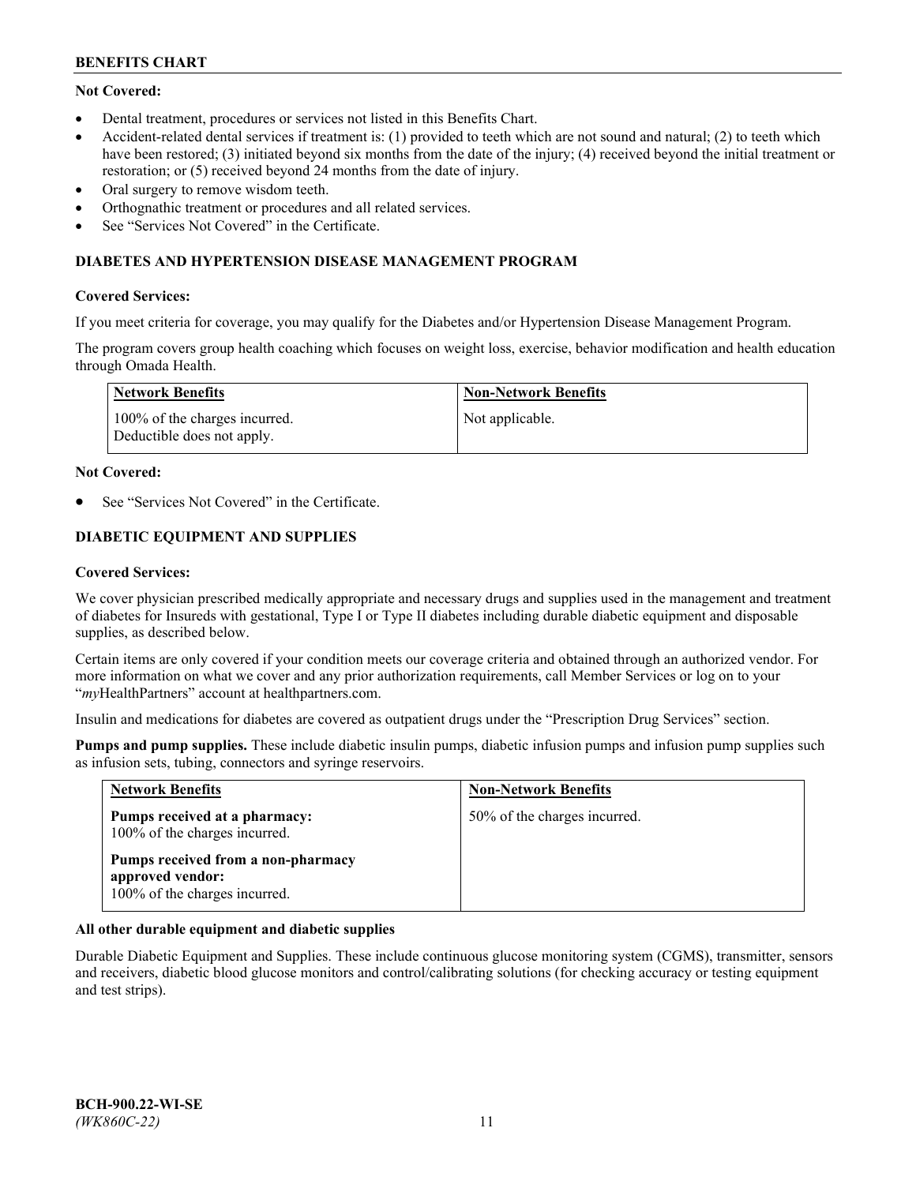**Not Covered:**

- Dental treatment, procedures or services not listed in this Benefits Chart.
- Accident-related dental services if treatment is: (1) provided to teeth which are not sound and natural; (2) to teeth which have been restored; (3) initiated beyond six months from the date of the injury; (4) received beyond the initial treatment or restoration; or (5) received beyond 24 months from the date of injury.
- Oral surgery to remove wisdom teeth.
- Orthognathic treatment or procedures and all related services.
- See "Services Not Covered" in the Certificate.

### DIABETES AND HYPERTENSION DISEASE MANAGEMENT PROGRAM

**Covered Services:**

If you meet criteria for coverage, you may qualify for the Diabetes and/or Hypertension Disease Management Program.

The program covers group health coaching which focuses on weight loss, exercise, behavior modification and health education through Omada Health.

| Network Benefits | Non-Network Benefits |
| --- | --- |
| 100% of the charges incurred. Deductible does not apply. | Not applicable. |

**Not Covered:**

- See "Services Not Covered" in the Certificate.

### DIABETIC EQUIPMENT AND SUPPLIES

**Covered Services:**

We cover physician prescribed medically appropriate and necessary drugs and supplies used in the management and treatment of diabetes for Insureds with gestational, Type I or Type II diabetes including durable diabetic equipment and disposable supplies, as described below.

Certain items are only covered if your condition meets our coverage criteria and obtained through an authorized vendor. For more information on what we cover and any prior authorization requirements, call Member Services or log on to your "*my*HealthPartners" account at healthpartners.com.

Insulin and medications for diabetes are covered as outpatient drugs under the "Prescription Drug Services" section.

**Pumps and pump supplies.** These include diabetic insulin pumps, diabetic infusion pumps and infusion pump supplies such as infusion sets, tubing, connectors and syringe reservoirs.

| Network Benefits | Non-Network Benefits |
| --- | --- |
| **Pumps received at a pharmacy:** 100% of the charges incurred.<br><br>**Pumps received from a non-pharmacy approved vendor:** 100% of the charges incurred. | 50% of the charges incurred. |

**All other durable equipment and diabetic supplies**

Durable Diabetic Equipment and Supplies. These include continuous glucose monitoring system (CGMS), transmitter, sensors and receivers, diabetic blood glucose monitors and control/calibrating solutions (for checking accuracy or testing equipment and test strips).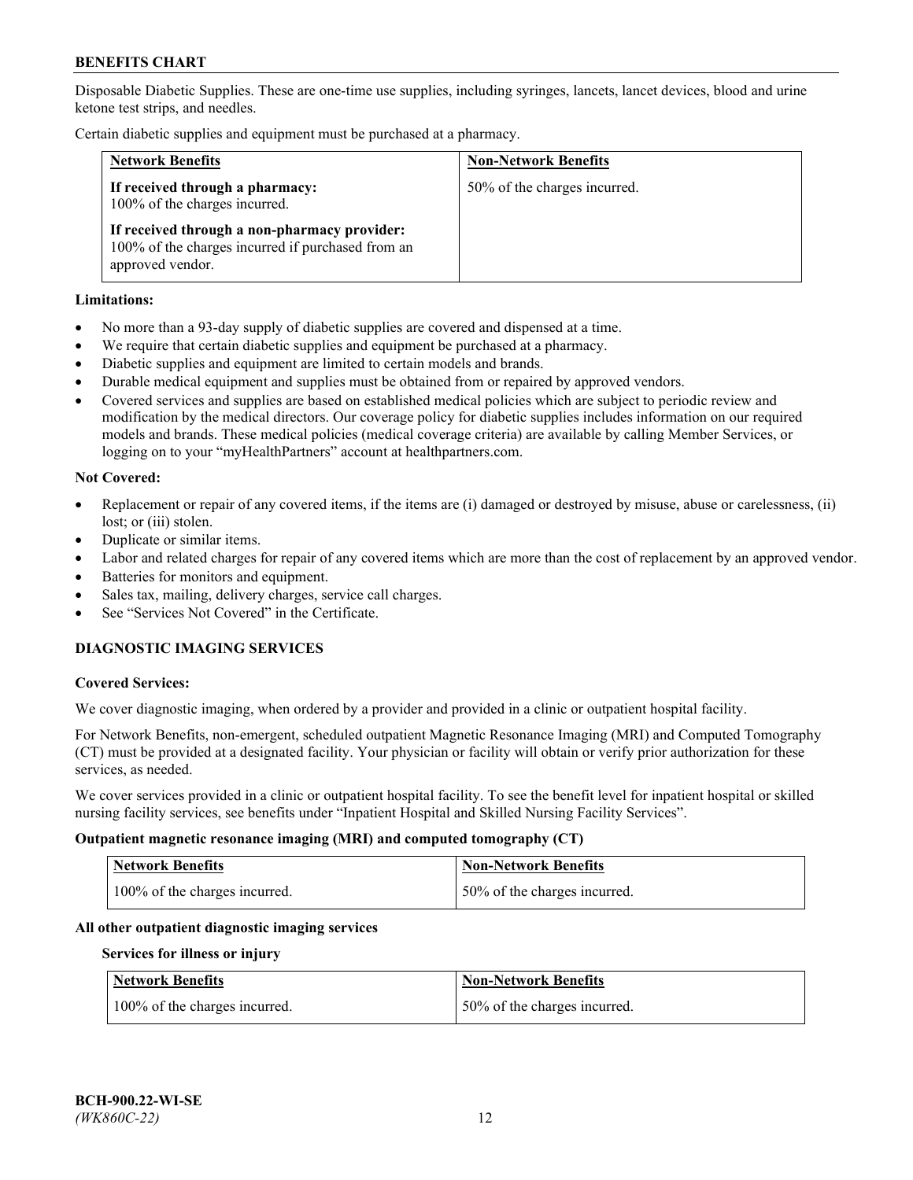Disposable Diabetic Supplies. These are one-time use supplies, including syringes, lancets, lancet devices, blood and urine ketone test strips, and needles.

Certain diabetic supplies and equipment must be purchased at a pharmacy.

| Network Benefits | Non-Network Benefits |
|---|---|
| **If received through a pharmacy:** 100% of the charges incurred. **If received through a non-pharmacy provider:** 100% of the charges incurred if purchased from an approved vendor. | 50% of the charges incurred. |

**Limitations:**

- No more than a 93-day supply of diabetic supplies are covered and dispensed at a time.
- We require that certain diabetic supplies and equipment be purchased at a pharmacy.
- Diabetic supplies and equipment are limited to certain models and brands.
- Durable medical equipment and supplies must be obtained from or repaired by approved vendors.
- Covered services and supplies are based on established medical policies which are subject to periodic review and modification by the medical directors. Our coverage policy for diabetic supplies includes information on our required models and brands. These medical policies (medical coverage criteria) are available by calling Member Services, or logging on to your "myHealthPartners" account at healthpartners.com.

**Not Covered:**

- Replacement or repair of any covered items, if the items are (i) damaged or destroyed by misuse, abuse or carelessness, (ii) lost; or (iii) stolen.
- Duplicate or similar items.
- Labor and related charges for repair of any covered items which are more than the cost of replacement by an approved vendor.
- Batteries for monitors and equipment.
- Sales tax, mailing, delivery charges, service call charges.
- See "Services Not Covered" in the Certificate.

## DIAGNOSTIC IMAGING SERVICES

**Covered Services:**

We cover diagnostic imaging, when ordered by a provider and provided in a clinic or outpatient hospital facility.

For Network Benefits, non-emergent, scheduled outpatient Magnetic Resonance Imaging (MRI) and Computed Tomography (CT) must be provided at a designated facility. Your physician or facility will obtain or verify prior authorization for these services, as needed.

We cover services provided in a clinic or outpatient hospital facility. To see the benefit level for inpatient hospital or skilled nursing facility services, see benefits under "Inpatient Hospital and Skilled Nursing Facility Services".

**Outpatient magnetic resonance imaging (MRI) and computed tomography (CT)**

| Network Benefits | Non-Network Benefits |
|---|---|
| 100% of the charges incurred. | 50% of the charges incurred. |

**All other outpatient diagnostic imaging services**

**Services for illness or injury**

| Network Benefits | Non-Network Benefits |
|---|---|
| 100% of the charges incurred. | 50% of the charges incurred. |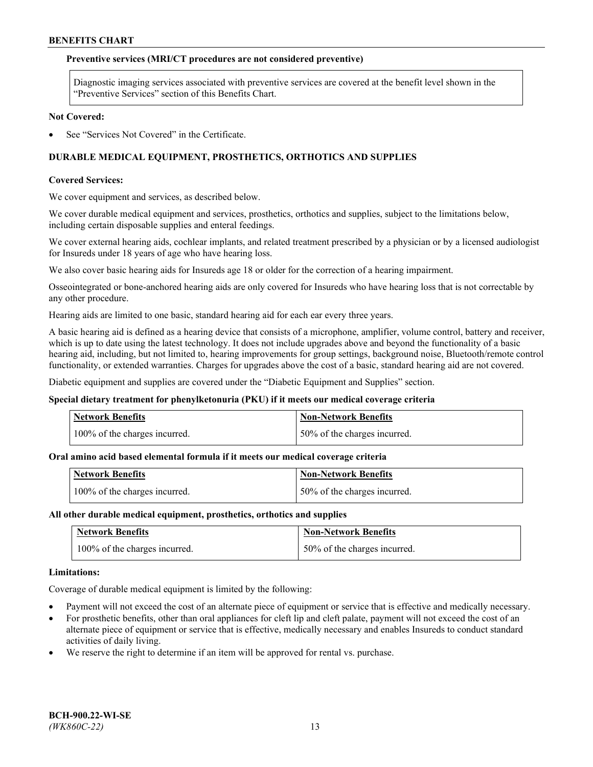**Preventive services (MRI/CT procedures are not considered preventive)**

| Diagnostic imaging services associated with preventive services are covered at the benefit level shown in the "Preventive Services" section of this Benefits Chart. |
| --- |

**Not Covered:**

- See "Services Not Covered" in the Certificate.

## DURABLE MEDICAL EQUIPMENT, PROSTHETICS, ORTHOTICS AND SUPPLIES

**Covered Services:**

We cover equipment and services, as described below.

We cover durable medical equipment and services, prosthetics, orthotics and supplies, subject to the limitations below, including certain disposable supplies and enteral feedings.

We cover external hearing aids, cochlear implants, and related treatment prescribed by a physician or by a licensed audiologist for Insureds under 18 years of age who have hearing loss.

We also cover basic hearing aids for Insureds age 18 or older for the correction of a hearing impairment.

Osseointegrated or bone-anchored hearing aids are only covered for Insureds who have hearing loss that is not correctable by any other procedure.

Hearing aids are limited to one basic, standard hearing aid for each ear every three years.

A basic hearing aid is defined as a hearing device that consists of a microphone, amplifier, volume control, battery and receiver, which is up to date using the latest technology. It does not include upgrades above and beyond the functionality of a basic hearing aid, including, but not limited to, hearing improvements for group settings, background noise, Bluetooth/remote control functionality, or extended warranties. Charges for upgrades above the cost of a basic, standard hearing aid are not covered.

Diabetic equipment and supplies are covered under the "Diabetic Equipment and Supplies" section.

**Special dietary treatment for phenylketonuria (PKU) if it meets our medical coverage criteria**

| Network Benefits | Non-Network Benefits |
| --- | --- |
| 100% of the charges incurred. | 50% of the charges incurred. |

**Oral amino acid based elemental formula if it meets our medical coverage criteria**

| Network Benefits | Non-Network Benefits |
| --- | --- |
| 100% of the charges incurred. | 50% of the charges incurred. |

**All other durable medical equipment, prosthetics, orthotics and supplies**

| Network Benefits | Non-Network Benefits |
| --- | --- |
| 100% of the charges incurred. | 50% of the charges incurred. |

**Limitations:**

Coverage of durable medical equipment is limited by the following:

- Payment will not exceed the cost of an alternate piece of equipment or service that is effective and medically necessary.
- For prosthetic benefits, other than oral appliances for cleft lip and cleft palate, payment will not exceed the cost of an alternate piece of equipment or service that is effective, medically necessary and enables Insureds to conduct standard activities of daily living.
- We reserve the right to determine if an item will be approved for rental vs. purchase.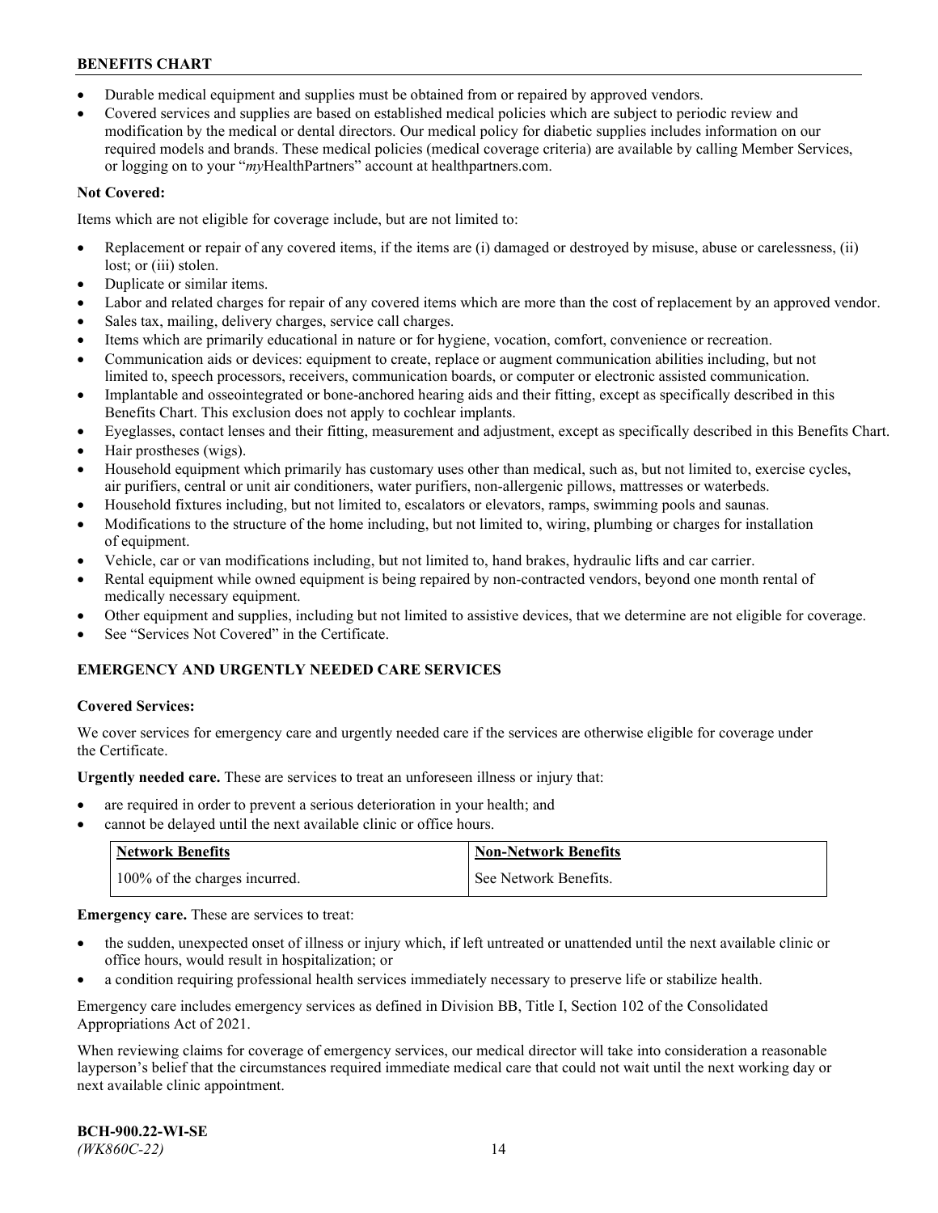- Durable medical equipment and supplies must be obtained from or repaired by approved vendors.
- Covered services and supplies are based on established medical policies which are subject to periodic review and modification by the medical or dental directors. Our medical policy for diabetic supplies includes information on our required models and brands. These medical policies (medical coverage criteria) are available by calling Member Services, or logging on to your "*my*HealthPartners" account at healthpartners.com.

**Not Covered:**

Items which are not eligible for coverage include, but are not limited to:

- Replacement or repair of any covered items, if the items are (i) damaged or destroyed by misuse, abuse or carelessness, (ii) lost; or (iii) stolen.
- Duplicate or similar items.
- Labor and related charges for repair of any covered items which are more than the cost of replacement by an approved vendor.
- Sales tax, mailing, delivery charges, service call charges.
- Items which are primarily educational in nature or for hygiene, vocation, comfort, convenience or recreation.
- Communication aids or devices: equipment to create, replace or augment communication abilities including, but not limited to, speech processors, receivers, communication boards, or computer or electronic assisted communication.
- Implantable and osseointegrated or bone-anchored hearing aids and their fitting, except as specifically described in this Benefits Chart. This exclusion does not apply to cochlear implants.
- Eyeglasses, contact lenses and their fitting, measurement and adjustment, except as specifically described in this Benefits Chart.
- Hair prostheses (wigs).
- Household equipment which primarily has customary uses other than medical, such as, but not limited to, exercise cycles, air purifiers, central or unit air conditioners, water purifiers, non-allergenic pillows, mattresses or waterbeds.
- Household fixtures including, but not limited to, escalators or elevators, ramps, swimming pools and saunas.
- Modifications to the structure of the home including, but not limited to, wiring, plumbing or charges for installation of equipment.
- Vehicle, car or van modifications including, but not limited to, hand brakes, hydraulic lifts and car carrier.
- Rental equipment while owned equipment is being repaired by non-contracted vendors, beyond one month rental of medically necessary equipment.
- Other equipment and supplies, including but not limited to assistive devices, that we determine are not eligible for coverage.
- See "Services Not Covered" in the Certificate.

## EMERGENCY AND URGENTLY NEEDED CARE SERVICES

**Covered Services:**

We cover services for emergency care and urgently needed care if the services are otherwise eligible for coverage under the Certificate.

**Urgently needed care.** These are services to treat an unforeseen illness or injury that:

- are required in order to prevent a serious deterioration in your health; and
- cannot be delayed until the next available clinic or office hours.

| Network Benefits | Non-Network Benefits |
|---|---|
| 100% of the charges incurred. | See Network Benefits. |

**Emergency care.** These are services to treat:

- the sudden, unexpected onset of illness or injury which, if left untreated or unattended until the next available clinic or office hours, would result in hospitalization; or
- a condition requiring professional health services immediately necessary to preserve life or stabilize health.

Emergency care includes emergency services as defined in Division BB, Title I, Section 102 of the Consolidated Appropriations Act of 2021.

When reviewing claims for coverage of emergency services, our medical director will take into consideration a reasonable layperson's belief that the circumstances required immediate medical care that could not wait until the next working day or next available clinic appointment.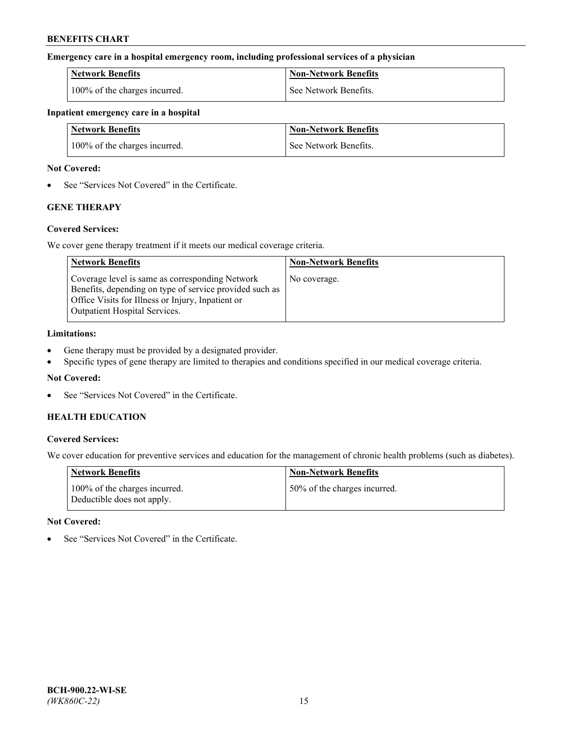**Emergency care in a hospital emergency room, including professional services of a physician**

| Network Benefits | Non-Network Benefits |
|---|---|
| 100% of the charges incurred. | See Network Benefits. |

**Inpatient emergency care in a hospital**

| Network Benefits | Non-Network Benefits |
|---|---|
| 100% of the charges incurred. | See Network Benefits. |

**Not Covered:**

- See "Services Not Covered" in the Certificate.

### GENE THERAPY

**Covered Services:**

We cover gene therapy treatment if it meets our medical coverage criteria.

| Network Benefits | Non-Network Benefits |
|---|---|
| Coverage level is same as corresponding Network Benefits, depending on type of service provided such as Office Visits for Illness or Injury, Inpatient or Outpatient Hospital Services. | No coverage. |

**Limitations:**

- Gene therapy must be provided by a designated provider.
- Specific types of gene therapy are limited to therapies and conditions specified in our medical coverage criteria.

**Not Covered:**

- See "Services Not Covered" in the Certificate.

### HEALTH EDUCATION

**Covered Services:**

We cover education for preventive services and education for the management of chronic health problems (such as diabetes).

| Network Benefits | Non-Network Benefits |
|---|---|
| 100% of the charges incurred. Deductible does not apply. | 50% of the charges incurred. |

**Not Covered:**

- See "Services Not Covered" in the Certificate.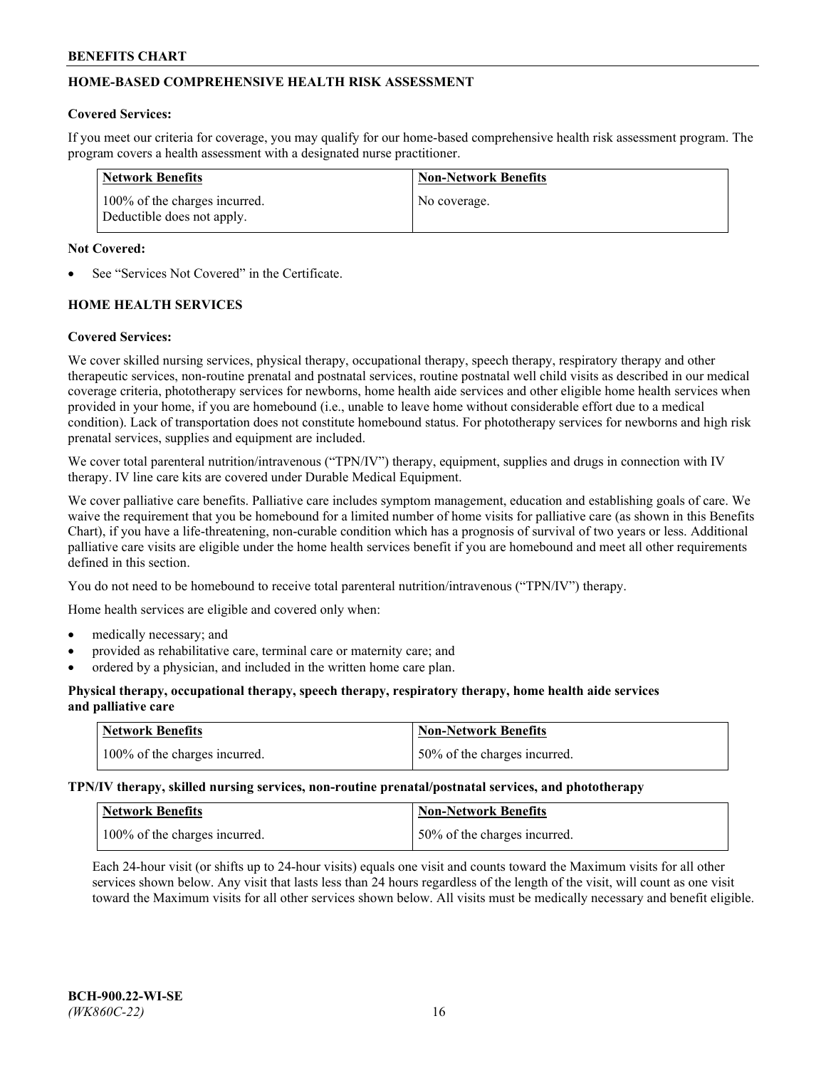## HOME-BASED COMPREHENSIVE HEALTH RISK ASSESSMENT

**Covered Services:**

If you meet our criteria for coverage, you may qualify for our home-based comprehensive health risk assessment program. The program covers a health assessment with a designated nurse practitioner.

| Network Benefits | Non-Network Benefits |
|---|---|
| 100% of the charges incurred. Deductible does not apply. | No coverage. |

**Not Covered:**

- See "Services Not Covered" in the Certificate.

## HOME HEALTH SERVICES

**Covered Services:**

We cover skilled nursing services, physical therapy, occupational therapy, speech therapy, respiratory therapy and other therapeutic services, non-routine prenatal and postnatal services, routine postnatal well child visits as described in our medical coverage criteria, phototherapy services for newborns, home health aide services and other eligible home health services when provided in your home, if you are homebound (i.e., unable to leave home without considerable effort due to a medical condition). Lack of transportation does not constitute homebound status. For phototherapy services for newborns and high risk prenatal services, supplies and equipment are included.

We cover total parenteral nutrition/intravenous ("TPN/IV") therapy, equipment, supplies and drugs in connection with IV therapy. IV line care kits are covered under Durable Medical Equipment.

We cover palliative care benefits. Palliative care includes symptom management, education and establishing goals of care. We waive the requirement that you be homebound for a limited number of home visits for palliative care (as shown in this Benefits Chart), if you have a life-threatening, non-curable condition which has a prognosis of survival of two years or less. Additional palliative care visits are eligible under the home health services benefit if you are homebound and meet all other requirements defined in this section.

You do not need to be homebound to receive total parenteral nutrition/intravenous ("TPN/IV") therapy.

Home health services are eligible and covered only when:

- medically necessary; and
- provided as rehabilitative care, terminal care or maternity care; and
- ordered by a physician, and included in the written home care plan.

**Physical therapy, occupational therapy, speech therapy, respiratory therapy, home health aide services and palliative care**

| Network Benefits | Non-Network Benefits |
|---|---|
| 100% of the charges incurred. | 50% of the charges incurred. |

**TPN/IV therapy, skilled nursing services, non-routine prenatal/postnatal services, and phototherapy**

| Network Benefits | Non-Network Benefits |
|---|---|
| 100% of the charges incurred. | 50% of the charges incurred. |

Each 24-hour visit (or shifts up to 24-hour visits) equals one visit and counts toward the Maximum visits for all other services shown below. Any visit that lasts less than 24 hours regardless of the length of the visit, will count as one visit toward the Maximum visits for all other services shown below. All visits must be medically necessary and benefit eligible.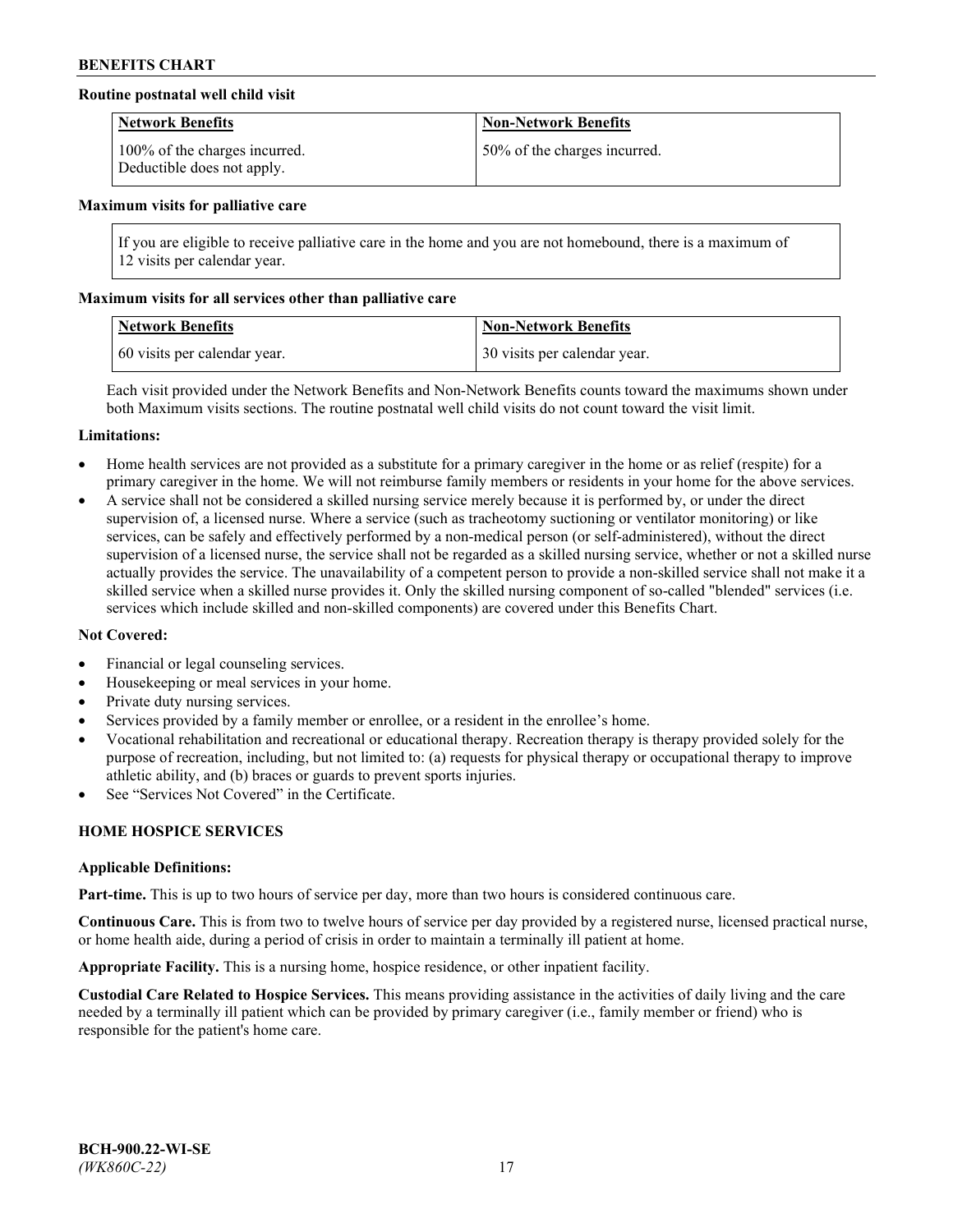**Routine postnatal well child visit**

| Network Benefits | Non-Network Benefits |
|---|---|
| 100% of the charges incurred. Deductible does not apply. | 50% of the charges incurred. |

**Maximum visits for palliative care**

If you are eligible to receive palliative care in the home and you are not homebound, there is a maximum of 12 visits per calendar year.

**Maximum visits for all services other than palliative care**

| Network Benefits | Non-Network Benefits |
|---|---|
| 60 visits per calendar year. | 30 visits per calendar year. |

Each visit provided under the Network Benefits and Non-Network Benefits counts toward the maximums shown under both Maximum visits sections. The routine postnatal well child visits do not count toward the visit limit.

**Limitations:**

- Home health services are not provided as a substitute for a primary caregiver in the home or as relief (respite) for a primary caregiver in the home. We will not reimburse family members or residents in your home for the above services.
- A service shall not be considered a skilled nursing service merely because it is performed by, or under the direct supervision of, a licensed nurse. Where a service (such as tracheotomy suctioning or ventilator monitoring) or like services, can be safely and effectively performed by a non-medical person (or self-administered), without the direct supervision of a licensed nurse, the service shall not be regarded as a skilled nursing service, whether or not a skilled nurse actually provides the service. The unavailability of a competent person to provide a non-skilled service shall not make it a skilled service when a skilled nurse provides it. Only the skilled nursing component of so-called "blended" services (i.e. services which include skilled and non-skilled components) are covered under this Benefits Chart.

**Not Covered:**

- Financial or legal counseling services.
- Housekeeping or meal services in your home.
- Private duty nursing services.
- Services provided by a family member or enrollee, or a resident in the enrollee's home.
- Vocational rehabilitation and recreational or educational therapy. Recreation therapy is therapy provided solely for the purpose of recreation, including, but not limited to: (a) requests for physical therapy or occupational therapy to improve athletic ability, and (b) braces or guards to prevent sports injuries.
- See "Services Not Covered" in the Certificate.

## HOME HOSPICE SERVICES

**Applicable Definitions:**

**Part-time.** This is up to two hours of service per day, more than two hours is considered continuous care.

**Continuous Care.** This is from two to twelve hours of service per day provided by a registered nurse, licensed practical nurse, or home health aide, during a period of crisis in order to maintain a terminally ill patient at home.

**Appropriate Facility.** This is a nursing home, hospice residence, or other inpatient facility.

**Custodial Care Related to Hospice Services.** This means providing assistance in the activities of daily living and the care needed by a terminally ill patient which can be provided by primary caregiver (i.e., family member or friend) who is responsible for the patient's home care.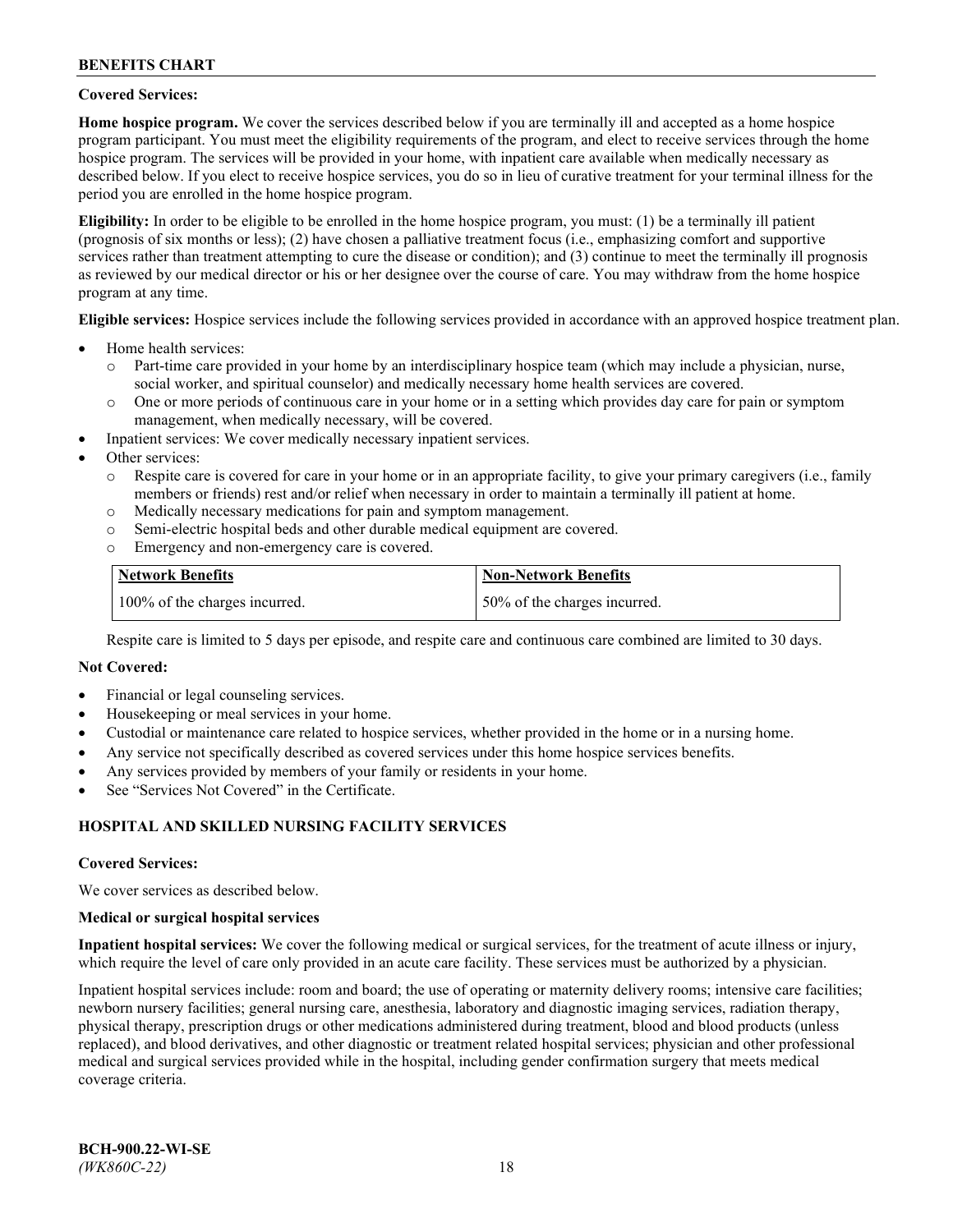**Covered Services:**

**Home hospice program.** We cover the services described below if you are terminally ill and accepted as a home hospice program participant. You must meet the eligibility requirements of the program, and elect to receive services through the home hospice program. The services will be provided in your home, with inpatient care available when medically necessary as described below. If you elect to receive hospice services, you do so in lieu of curative treatment for your terminal illness for the period you are enrolled in the home hospice program.

**Eligibility:** In order to be eligible to be enrolled in the home hospice program, you must: (1) be a terminally ill patient (prognosis of six months or less); (2) have chosen a palliative treatment focus (i.e., emphasizing comfort and supportive services rather than treatment attempting to cure the disease or condition); and (3) continue to meet the terminally ill prognosis as reviewed by our medical director or his or her designee over the course of care. You may withdraw from the home hospice program at any time.

**Eligible services:** Hospice services include the following services provided in accordance with an approved hospice treatment plan.

- Home health services:
  - Part-time care provided in your home by an interdisciplinary hospice team (which may include a physician, nurse, social worker, and spiritual counselor) and medically necessary home health services are covered.
  - One or more periods of continuous care in your home or in a setting which provides day care for pain or symptom management, when medically necessary, will be covered.
- Inpatient services: We cover medically necessary inpatient services.
- Other services:
  - Respite care is covered for care in your home or in an appropriate facility, to give your primary caregivers (i.e., family members or friends) rest and/or relief when necessary in order to maintain a terminally ill patient at home.
  - Medically necessary medications for pain and symptom management.
  - Semi-electric hospital beds and other durable medical equipment are covered.
  - Emergency and non-emergency care is covered.

| Network Benefits | Non-Network Benefits |
|---|---|
| 100% of the charges incurred. | 50% of the charges incurred. |

Respite care is limited to 5 days per episode, and respite care and continuous care combined are limited to 30 days.

**Not Covered:**

- Financial or legal counseling services.
- Housekeeping or meal services in your home.
- Custodial or maintenance care related to hospice services, whether provided in the home or in a nursing home.
- Any service not specifically described as covered services under this home hospice services benefits.
- Any services provided by members of your family or residents in your home.
- See "Services Not Covered" in the Certificate.

## HOSPITAL AND SKILLED NURSING FACILITY SERVICES

**Covered Services:**

We cover services as described below.

**Medical or surgical hospital services**

**Inpatient hospital services:** We cover the following medical or surgical services, for the treatment of acute illness or injury, which require the level of care only provided in an acute care facility. These services must be authorized by a physician.

Inpatient hospital services include: room and board; the use of operating or maternity delivery rooms; intensive care facilities; newborn nursery facilities; general nursing care, anesthesia, laboratory and diagnostic imaging services, radiation therapy, physical therapy, prescription drugs or other medications administered during treatment, blood and blood products (unless replaced), and blood derivatives, and other diagnostic or treatment related hospital services; physician and other professional medical and surgical services provided while in the hospital, including gender confirmation surgery that meets medical coverage criteria.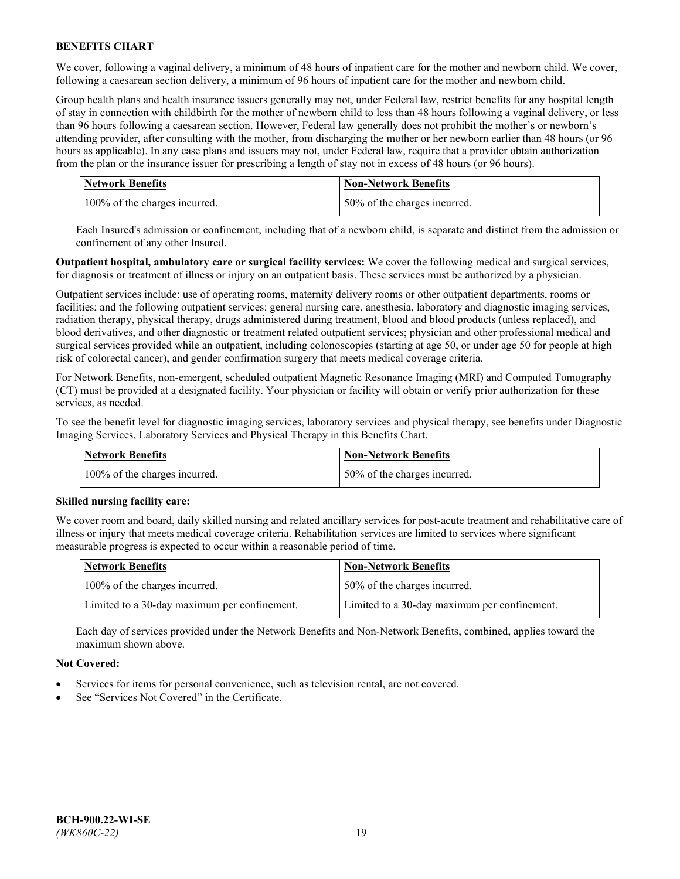We cover, following a vaginal delivery, a minimum of 48 hours of inpatient care for the mother and newborn child. We cover, following a caesarean section delivery, a minimum of 96 hours of inpatient care for the mother and newborn child.

Group health plans and health insurance issuers generally may not, under Federal law, restrict benefits for any hospital length of stay in connection with childbirth for the mother of newborn child to less than 48 hours following a vaginal delivery, or less than 96 hours following a caesarean section. However, Federal law generally does not prohibit the mother's or newborn's attending provider, after consulting with the mother, from discharging the mother or her newborn earlier than 48 hours (or 96 hours as applicable). In any case plans and issuers may not, under Federal law, require that a provider obtain authorization from the plan or the insurance issuer for prescribing a length of stay not in excess of 48 hours (or 96 hours).

| Network Benefits | Non-Network Benefits |
|---|---|
| 100% of the charges incurred. | 50% of the charges incurred. |

Each Insured's admission or confinement, including that of a newborn child, is separate and distinct from the admission or confinement of any other Insured.

**Outpatient hospital, ambulatory care or surgical facility services:** We cover the following medical and surgical services, for diagnosis or treatment of illness or injury on an outpatient basis. These services must be authorized by a physician.

Outpatient services include: use of operating rooms, maternity delivery rooms or other outpatient departments, rooms or facilities; and the following outpatient services: general nursing care, anesthesia, laboratory and diagnostic imaging services, radiation therapy, physical therapy, drugs administered during treatment, blood and blood products (unless replaced), and blood derivatives, and other diagnostic or treatment related outpatient services; physician and other professional medical and surgical services provided while an outpatient, including colonoscopies (starting at age 50, or under age 50 for people at high risk of colorectal cancer), and gender confirmation surgery that meets medical coverage criteria.

For Network Benefits, non-emergent, scheduled outpatient Magnetic Resonance Imaging (MRI) and Computed Tomography (CT) must be provided at a designated facility. Your physician or facility will obtain or verify prior authorization for these services, as needed.

To see the benefit level for diagnostic imaging services, laboratory services and physical therapy, see benefits under Diagnostic Imaging Services, Laboratory Services and Physical Therapy in this Benefits Chart.

| Network Benefits | Non-Network Benefits |
|---|---|
| 100% of the charges incurred. | 50% of the charges incurred. |

**Skilled nursing facility care:**

We cover room and board, daily skilled nursing and related ancillary services for post-acute treatment and rehabilitative care of illness or injury that meets medical coverage criteria. Rehabilitation services are limited to services where significant measurable progress is expected to occur within a reasonable period of time.

| Network Benefits | Non-Network Benefits |
|---|---|
| 100% of the charges incurred. | 50% of the charges incurred. |
| Limited to a 30-day maximum per confinement. | Limited to a 30-day maximum per confinement. |

Each day of services provided under the Network Benefits and Non-Network Benefits, combined, applies toward the maximum shown above.

**Not Covered:**

- Services for items for personal convenience, such as television rental, are not covered.
- See "Services Not Covered" in the Certificate.

BCH-900.22-WI-SE
*(WK860C-22)*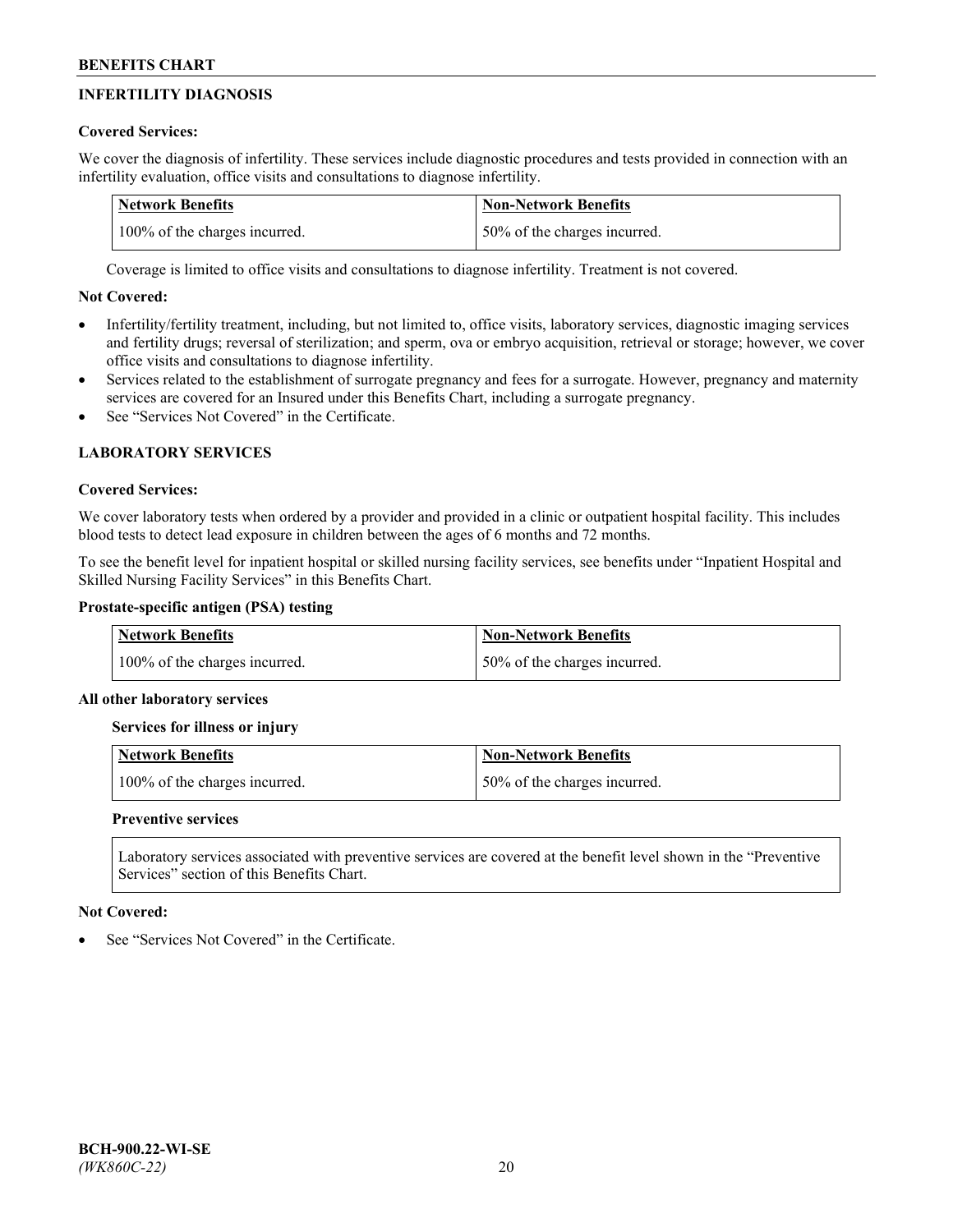## INFERTILITY DIAGNOSIS

**Covered Services:**

We cover the diagnosis of infertility. These services include diagnostic procedures and tests provided in connection with an infertility evaluation, office visits and consultations to diagnose infertility.

| Network Benefits | Non-Network Benefits |
|---|---|
| 100% of the charges incurred. | 50% of the charges incurred. |

Coverage is limited to office visits and consultations to diagnose infertility. Treatment is not covered.

**Not Covered:**

- Infertility/fertility treatment, including, but not limited to, office visits, laboratory services, diagnostic imaging services and fertility drugs; reversal of sterilization; and sperm, ova or embryo acquisition, retrieval or storage; however, we cover office visits and consultations to diagnose infertility.
- Services related to the establishment of surrogate pregnancy and fees for a surrogate. However, pregnancy and maternity services are covered for an Insured under this Benefits Chart, including a surrogate pregnancy.
- See "Services Not Covered" in the Certificate.

## LABORATORY SERVICES

**Covered Services:**

We cover laboratory tests when ordered by a provider and provided in a clinic or outpatient hospital facility. This includes blood tests to detect lead exposure in children between the ages of 6 months and 72 months.

To see the benefit level for inpatient hospital or skilled nursing facility services, see benefits under "Inpatient Hospital and Skilled Nursing Facility Services" in this Benefits Chart.

**Prostate-specific antigen (PSA) testing**

| Network Benefits | Non-Network Benefits |
|---|---|
| 100% of the charges incurred. | 50% of the charges incurred. |

**All other laboratory services**

**Services for illness or injury**

| Network Benefits | Non-Network Benefits |
|---|---|
| 100% of the charges incurred. | 50% of the charges incurred. |

**Preventive services**

Laboratory services associated with preventive services are covered at the benefit level shown in the "Preventive Services" section of this Benefits Chart.

**Not Covered:**

- See "Services Not Covered" in the Certificate.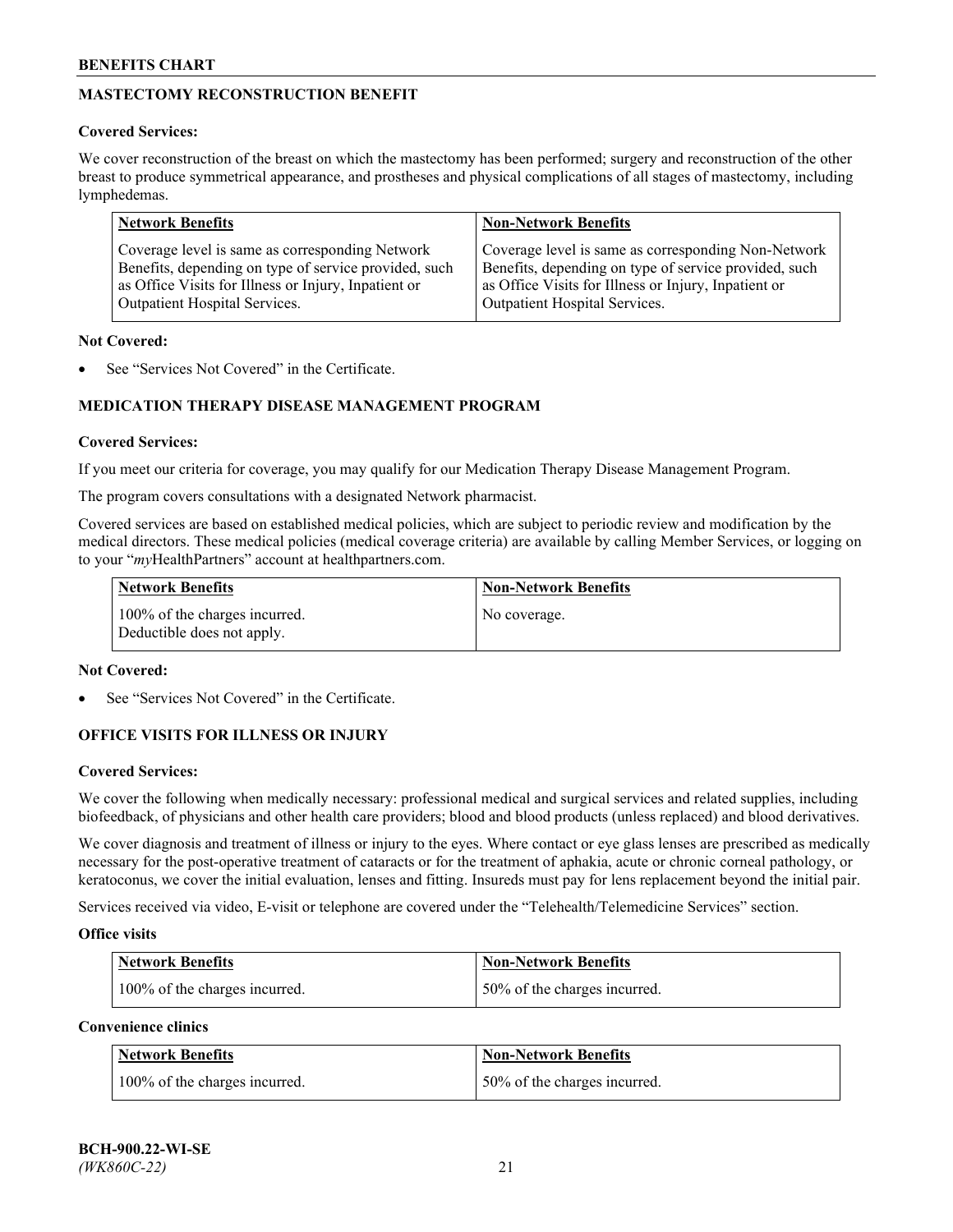## MASTECTOMY RECONSTRUCTION BENEFIT

**Covered Services:**

We cover reconstruction of the breast on which the mastectomy has been performed; surgery and reconstruction of the other breast to produce symmetrical appearance, and prostheses and physical complications of all stages of mastectomy, including lymphedemas.

| Network Benefits | Non-Network Benefits |
|---|---|
| Coverage level is same as corresponding Network Benefits, depending on type of service provided, such as Office Visits for Illness or Injury, Inpatient or Outpatient Hospital Services. | Coverage level is same as corresponding Non-Network Benefits, depending on type of service provided, such as Office Visits for Illness or Injury, Inpatient or Outpatient Hospital Services. |

**Not Covered:**

- See "Services Not Covered" in the Certificate.

## MEDICATION THERAPY DISEASE MANAGEMENT PROGRAM

**Covered Services:**

If you meet our criteria for coverage, you may qualify for our Medication Therapy Disease Management Program.

The program covers consultations with a designated Network pharmacist.

Covered services are based on established medical policies, which are subject to periodic review and modification by the medical directors. These medical policies (medical coverage criteria) are available by calling Member Services, or logging on to your "*my*HealthPartners" account at healthpartners.com.

| Network Benefits | Non-Network Benefits |
|---|---|
| 100% of the charges incurred. Deductible does not apply. | No coverage. |

**Not Covered:**

- See "Services Not Covered" in the Certificate.

## OFFICE VISITS FOR ILLNESS OR INJURY

**Covered Services:**

We cover the following when medically necessary: professional medical and surgical services and related supplies, including biofeedback, of physicians and other health care providers; blood and blood products (unless replaced) and blood derivatives.

We cover diagnosis and treatment of illness or injury to the eyes. Where contact or eye glass lenses are prescribed as medically necessary for the post-operative treatment of cataracts or for the treatment of aphakia, acute or chronic corneal pathology, or keratoconus, we cover the initial evaluation, lenses and fitting. Insureds must pay for lens replacement beyond the initial pair.

Services received via video, E-visit or telephone are covered under the "Telehealth/Telemedicine Services" section.

**Office visits**

| Network Benefits | Non-Network Benefits |
|---|---|
| 100% of the charges incurred. | 50% of the charges incurred. |

**Convenience clinics**

| Network Benefits | Non-Network Benefits |
|---|---|
| 100% of the charges incurred. | 50% of the charges incurred. |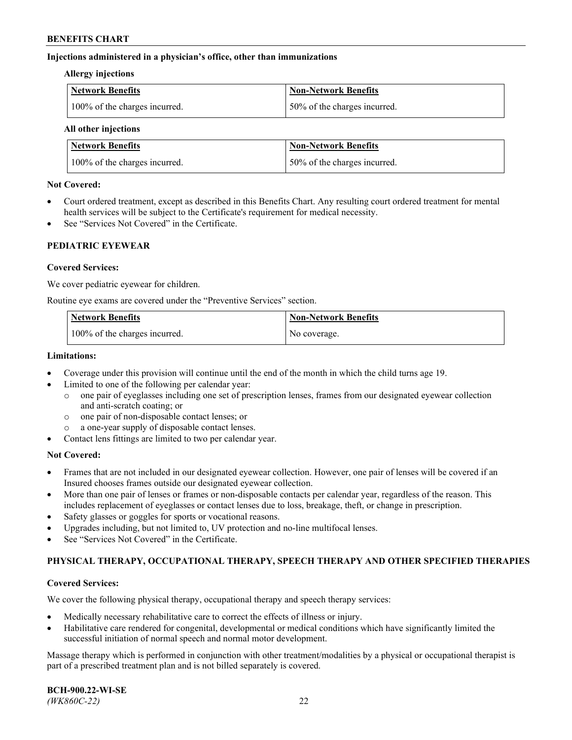**Injections administered in a physician's office, other than immunizations**

**Allergy injections**

| Network Benefits | Non-Network Benefits |
|---|---|
| 100% of the charges incurred. | 50% of the charges incurred. |

**All other injections**

| Network Benefits | Non-Network Benefits |
|---|---|
| 100% of the charges incurred. | 50% of the charges incurred. |

**Not Covered:**

- Court ordered treatment, except as described in this Benefits Chart. Any resulting court ordered treatment for mental health services will be subject to the Certificate's requirement for medical necessity.
- See "Services Not Covered" in the Certificate.

## PEDIATRIC EYEWEAR

**Covered Services:**

We cover pediatric eyewear for children.

Routine eye exams are covered under the "Preventive Services" section.

| Network Benefits | Non-Network Benefits |
|---|---|
| 100% of the charges incurred. | No coverage. |

**Limitations:**

- Coverage under this provision will continue until the end of the month in which the child turns age 19.
- Limited to one of the following per calendar year:
  - one pair of eyeglasses including one set of prescription lenses, frames from our designated eyewear collection and anti-scratch coating; or
  - one pair of non-disposable contact lenses; or
  - a one-year supply of disposable contact lenses.
- Contact lens fittings are limited to two per calendar year.

**Not Covered:**

- Frames that are not included in our designated eyewear collection. However, one pair of lenses will be covered if an Insured chooses frames outside our designated eyewear collection.
- More than one pair of lenses or frames or non-disposable contacts per calendar year, regardless of the reason. This includes replacement of eyeglasses or contact lenses due to loss, breakage, theft, or change in prescription.
- Safety glasses or goggles for sports or vocational reasons.
- Upgrades including, but not limited to, UV protection and no-line multifocal lenses.
- See "Services Not Covered" in the Certificate.

## PHYSICAL THERAPY, OCCUPATIONAL THERAPY, SPEECH THERAPY AND OTHER SPECIFIED THERAPIES

**Covered Services:**

We cover the following physical therapy, occupational therapy and speech therapy services:

- Medically necessary rehabilitative care to correct the effects of illness or injury.
- Habilitative care rendered for congenital, developmental or medical conditions which have significantly limited the successful initiation of normal speech and normal motor development.

Massage therapy which is performed in conjunction with other treatment/modalities by a physical or occupational therapist is part of a prescribed treatment plan and is not billed separately is covered.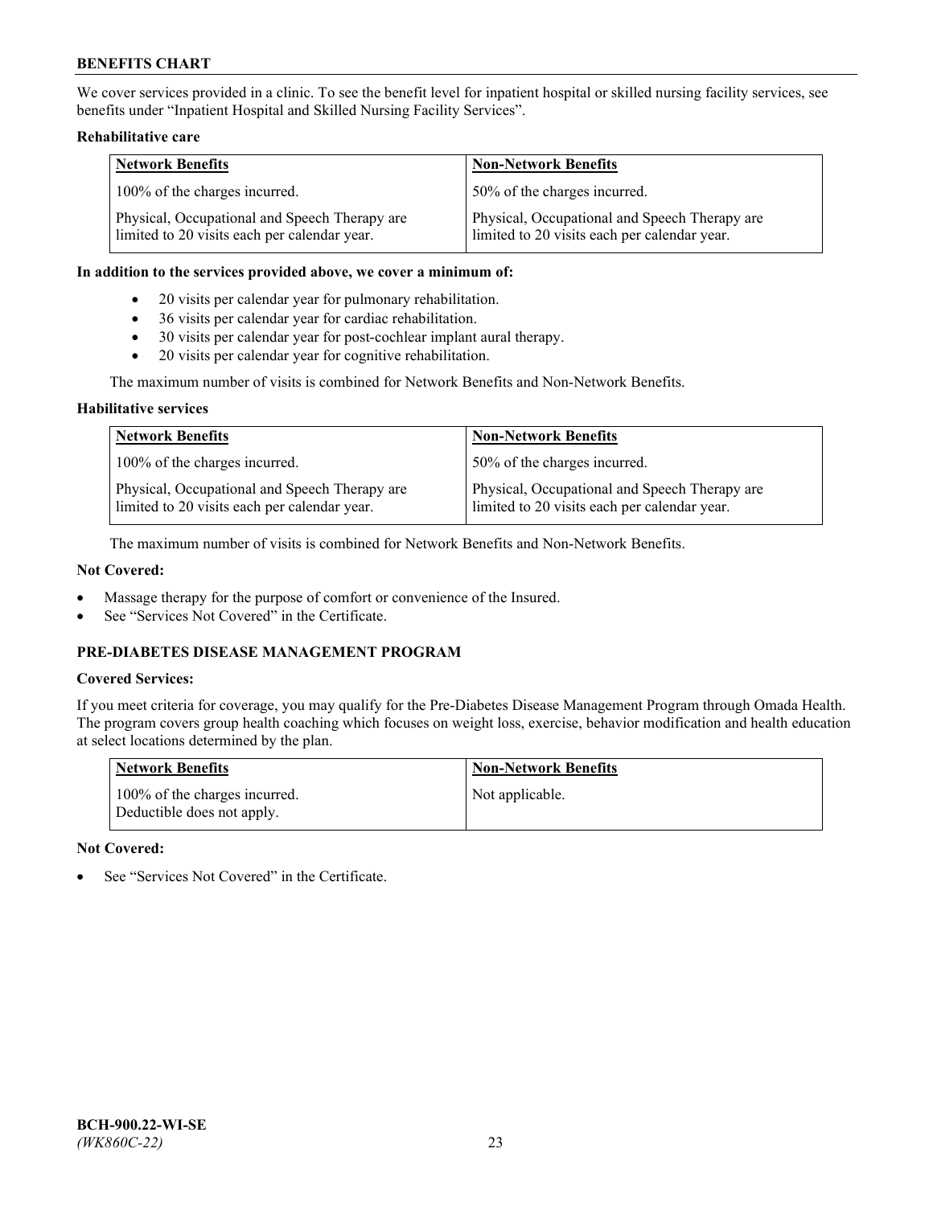We cover services provided in a clinic. To see the benefit level for inpatient hospital or skilled nursing facility services, see benefits under "Inpatient Hospital and Skilled Nursing Facility Services".

**Rehabilitative care**

| Network Benefits | Non-Network Benefits |
| --- | --- |
| 100% of the charges incurred. | 50% of the charges incurred. |
| Physical, Occupational and Speech Therapy are limited to 20 visits each per calendar year. | Physical, Occupational and Speech Therapy are limited to 20 visits each per calendar year. |

**In addition to the services provided above, we cover a minimum of:**

- 20 visits per calendar year for pulmonary rehabilitation.
- 36 visits per calendar year for cardiac rehabilitation.
- 30 visits per calendar year for post-cochlear implant aural therapy.
- 20 visits per calendar year for cognitive rehabilitation.

The maximum number of visits is combined for Network Benefits and Non-Network Benefits.

**Habilitative services**

| Network Benefits | Non-Network Benefits |
| --- | --- |
| 100% of the charges incurred. | 50% of the charges incurred. |
| Physical, Occupational and Speech Therapy are limited to 20 visits each per calendar year. | Physical, Occupational and Speech Therapy are limited to 20 visits each per calendar year. |

The maximum number of visits is combined for Network Benefits and Non-Network Benefits.

**Not Covered:**

- Massage therapy for the purpose of comfort or convenience of the Insured.
- See "Services Not Covered" in the Certificate.

## PRE-DIABETES DISEASE MANAGEMENT PROGRAM

**Covered Services:**

If you meet criteria for coverage, you may qualify for the Pre-Diabetes Disease Management Program through Omada Health. The program covers group health coaching which focuses on weight loss, exercise, behavior modification and health education at select locations determined by the plan.

| Network Benefits | Non-Network Benefits |
| --- | --- |
| 100% of the charges incurred. Deductible does not apply. | Not applicable. |

**Not Covered:**

- See "Services Not Covered" in the Certificate.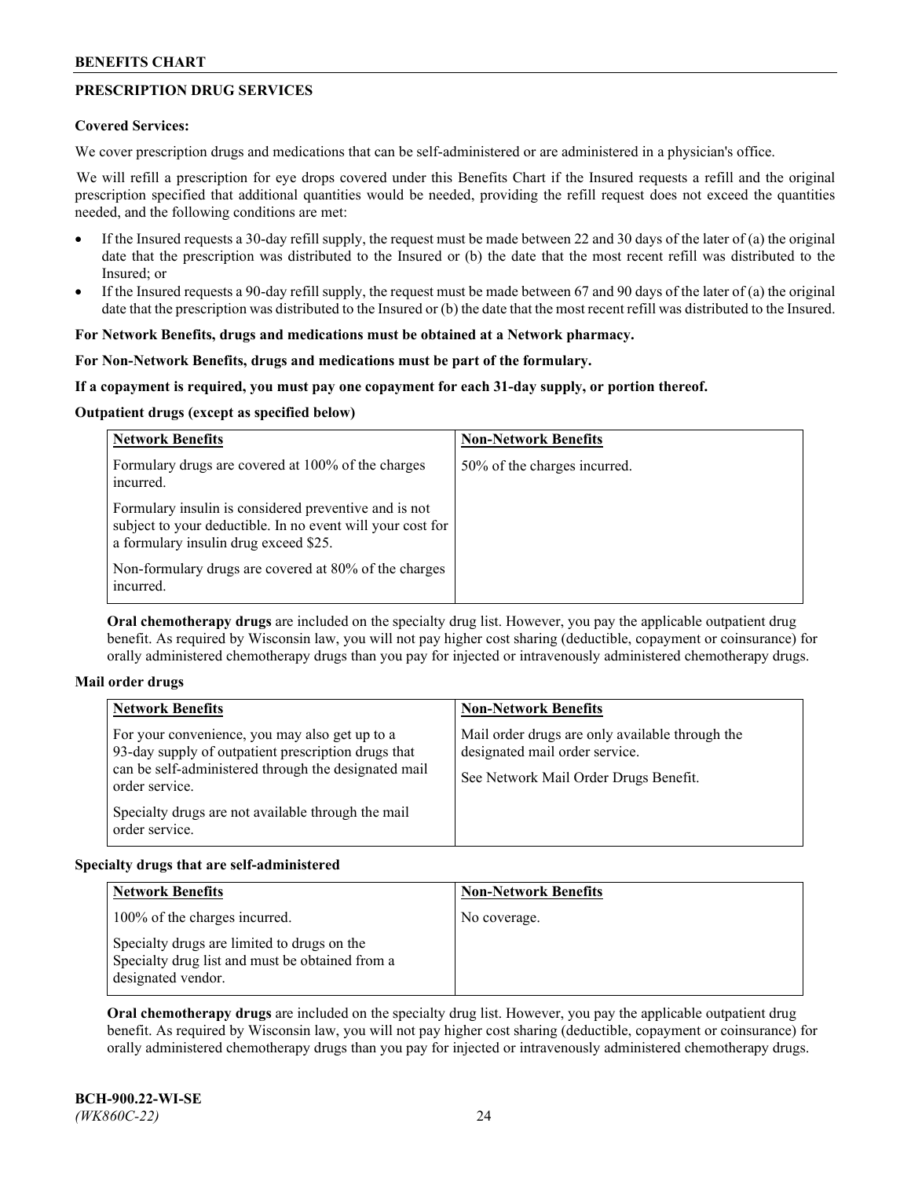## PRESCRIPTION DRUG SERVICES

**Covered Services:**

We cover prescription drugs and medications that can be self-administered or are administered in a physician's office.

We will refill a prescription for eye drops covered under this Benefits Chart if the Insured requests a refill and the original prescription specified that additional quantities would be needed, providing the refill request does not exceed the quantities needed, and the following conditions are met:

- If the Insured requests a 30-day refill supply, the request must be made between 22 and 30 days of the later of (a) the original date that the prescription was distributed to the Insured or (b) the date that the most recent refill was distributed to the Insured; or
- If the Insured requests a 90-day refill supply, the request must be made between 67 and 90 days of the later of (a) the original date that the prescription was distributed to the Insured or (b) the date that the most recent refill was distributed to the Insured.

**For Network Benefits, drugs and medications must be obtained at a Network pharmacy.**

**For Non-Network Benefits, drugs and medications must be part of the formulary.**

**If a copayment is required, you must pay one copayment for each 31-day supply, or portion thereof.**

**Outpatient drugs (except as specified below)**

| Network Benefits | Non-Network Benefits |
|---|---|
| Formulary drugs are covered at 100% of the charges incurred.<br><br>Formulary insulin is considered preventive and is not subject to your deductible. In no event will your cost for a formulary insulin drug exceed $25.<br><br>Non-formulary drugs are covered at 80% of the charges incurred. | 50% of the charges incurred. |

**Oral chemotherapy drugs** are included on the specialty drug list. However, you pay the applicable outpatient drug benefit. As required by Wisconsin law, you will not pay higher cost sharing (deductible, copayment or coinsurance) for orally administered chemotherapy drugs than you pay for injected or intravenously administered chemotherapy drugs.

**Mail order drugs**

| Network Benefits | Non-Network Benefits |
|---|---|
| For your convenience, you may also get up to a 93-day supply of outpatient prescription drugs that can be self-administered through the designated mail order service.<br><br>Specialty drugs are not available through the mail order service. | Mail order drugs are only available through the designated mail order service.<br><br>See Network Mail Order Drugs Benefit. |

**Specialty drugs that are self-administered**

| Network Benefits | Non-Network Benefits |
|---|---|
| 100% of the charges incurred.<br><br>Specialty drugs are limited to drugs on the Specialty drug list and must be obtained from a designated vendor. | No coverage. |

**Oral chemotherapy drugs** are included on the specialty drug list. However, you pay the applicable outpatient drug benefit. As required by Wisconsin law, you will not pay higher cost sharing (deductible, copayment or coinsurance) for orally administered chemotherapy drugs than you pay for injected or intravenously administered chemotherapy drugs.

**BCH-900.22-WI-SE**
*(WK860C-22)*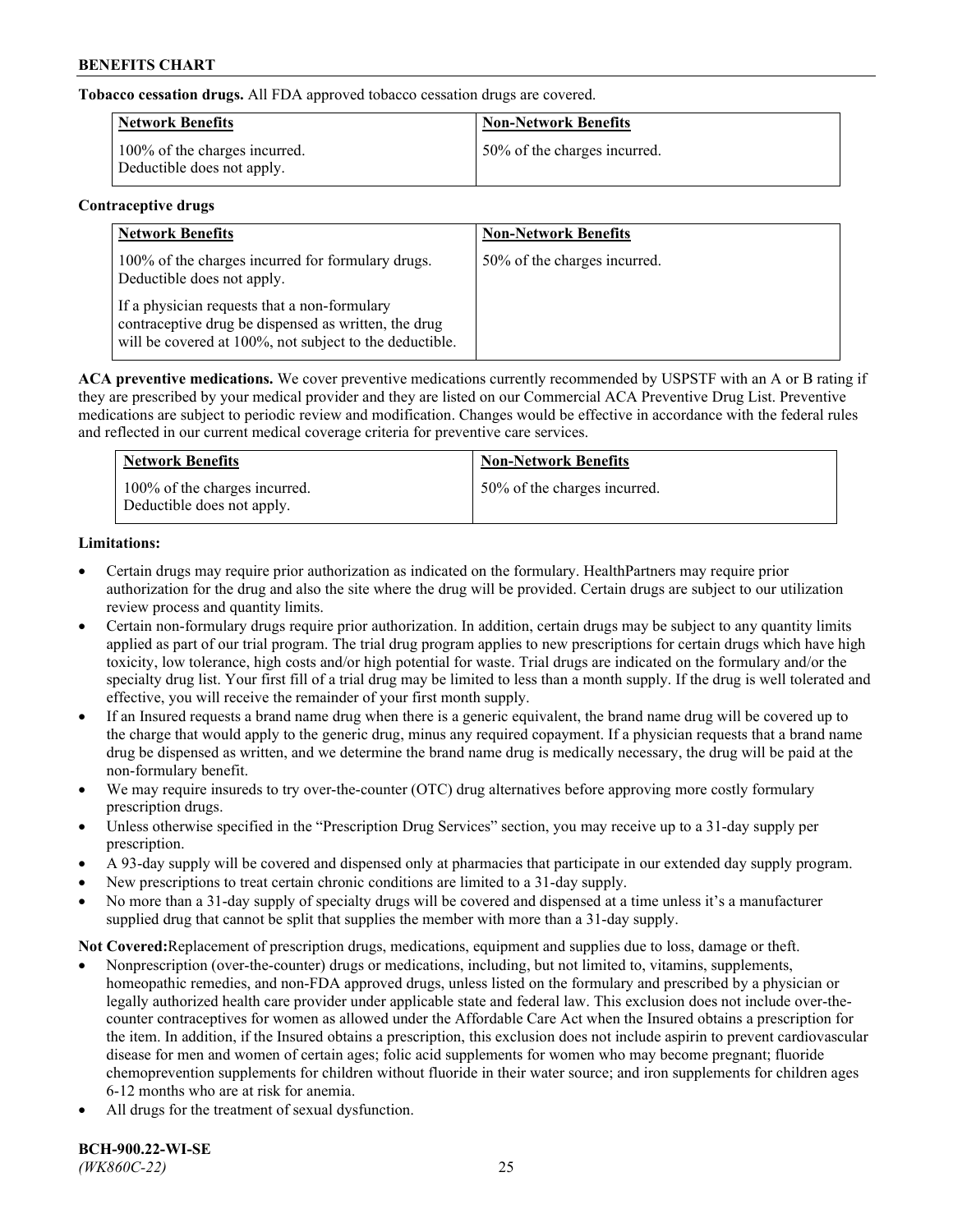**Tobacco cessation drugs.** All FDA approved tobacco cessation drugs are covered.

| Network Benefits | Non-Network Benefits |
|---|---|
| 100% of the charges incurred. Deductible does not apply. | 50% of the charges incurred. |

**Contraceptive drugs**

| Network Benefits | Non-Network Benefits |
|---|---|
| 100% of the charges incurred for formulary drugs. Deductible does not apply.<br><br>If a physician requests that a non-formulary contraceptive drug be dispensed as written, the drug will be covered at 100%, not subject to the deductible. | 50% of the charges incurred. |

**ACA preventive medications.** We cover preventive medications currently recommended by USPSTF with an A or B rating if they are prescribed by your medical provider and they are listed on our Commercial ACA Preventive Drug List. Preventive medications are subject to periodic review and modification. Changes would be effective in accordance with the federal rules and reflected in our current medical coverage criteria for preventive care services.

| Network Benefits | Non-Network Benefits |
|---|---|
| 100% of the charges incurred. Deductible does not apply. | 50% of the charges incurred. |

**Limitations:**

- Certain drugs may require prior authorization as indicated on the formulary. HealthPartners may require prior authorization for the drug and also the site where the drug will be provided. Certain drugs are subject to our utilization review process and quantity limits.
- Certain non-formulary drugs require prior authorization. In addition, certain drugs may be subject to any quantity limits applied as part of our trial program. The trial drug program applies to new prescriptions for certain drugs which have high toxicity, low tolerance, high costs and/or high potential for waste. Trial drugs are indicated on the formulary and/or the specialty drug list. Your first fill of a trial drug may be limited to less than a month supply. If the drug is well tolerated and effective, you will receive the remainder of your first month supply.
- If an Insured requests a brand name drug when there is a generic equivalent, the brand name drug will be covered up to the charge that would apply to the generic drug, minus any required copayment. If a physician requests that a brand name drug be dispensed as written, and we determine the brand name drug is medically necessary, the drug will be paid at the non-formulary benefit.
- We may require insureds to try over-the-counter (OTC) drug alternatives before approving more costly formulary prescription drugs.
- Unless otherwise specified in the "Prescription Drug Services" section, you may receive up to a 31-day supply per prescription.
- A 93-day supply will be covered and dispensed only at pharmacies that participate in our extended day supply program.
- New prescriptions to treat certain chronic conditions are limited to a 31-day supply.
- No more than a 31-day supply of specialty drugs will be covered and dispensed at a time unless it's a manufacturer supplied drug that cannot be split that supplies the member with more than a 31-day supply.

**Not Covered:**Replacement of prescription drugs, medications, equipment and supplies due to loss, damage or theft.

- Nonprescription (over-the-counter) drugs or medications, including, but not limited to, vitamins, supplements, homeopathic remedies, and non-FDA approved drugs, unless listed on the formulary and prescribed by a physician or legally authorized health care provider under applicable state and federal law. This exclusion does not include over-the-counter contraceptives for women as allowed under the Affordable Care Act when the Insured obtains a prescription for the item. In addition, if the Insured obtains a prescription, this exclusion does not include aspirin to prevent cardiovascular disease for men and women of certain ages; folic acid supplements for women who may become pregnant; fluoride chemoprevention supplements for children without fluoride in their water source; and iron supplements for children ages 6-12 months who are at risk for anemia.
- All drugs for the treatment of sexual dysfunction.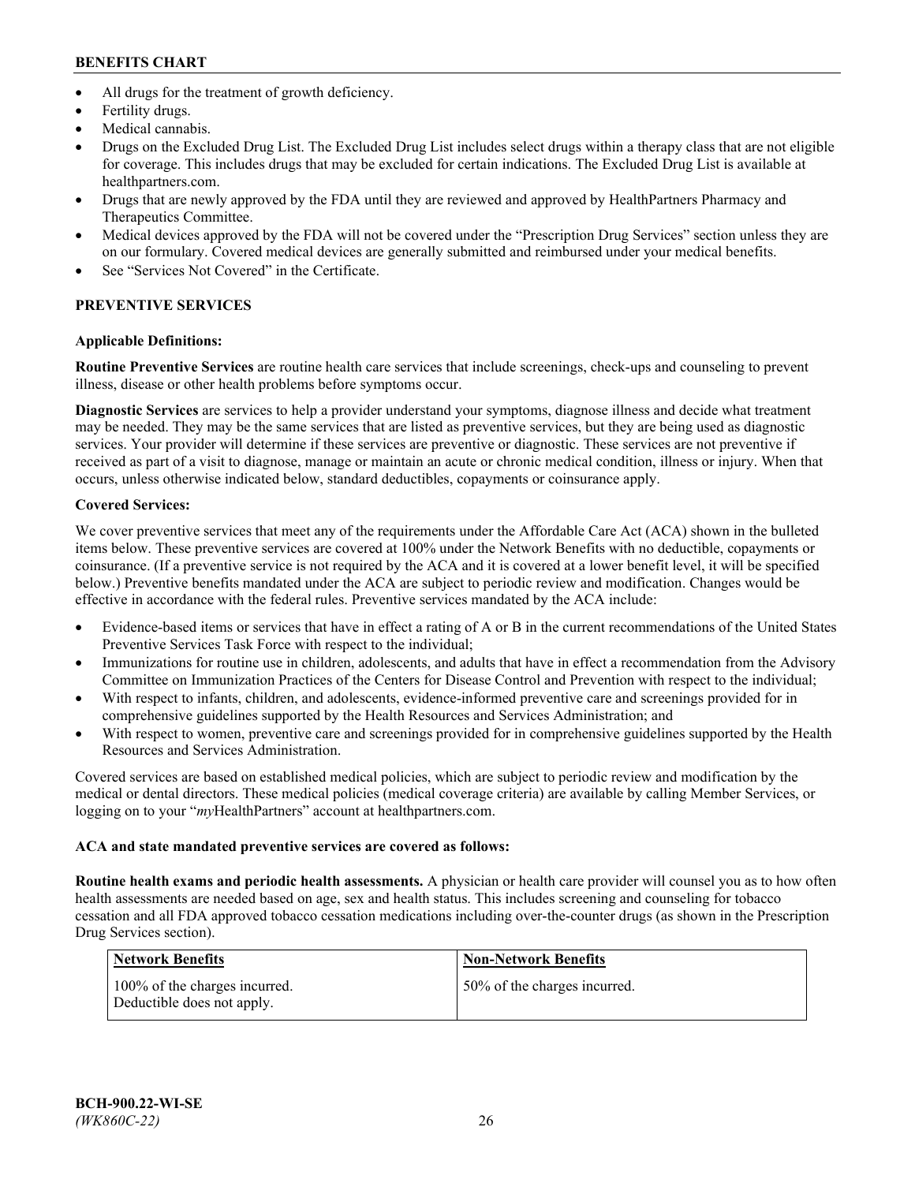- All drugs for the treatment of growth deficiency.
- Fertility drugs.
- Medical cannabis.
- Drugs on the Excluded Drug List. The Excluded Drug List includes select drugs within a therapy class that are not eligible for coverage. This includes drugs that may be excluded for certain indications. The Excluded Drug List is available at healthpartners.com.
- Drugs that are newly approved by the FDA until they are reviewed and approved by HealthPartners Pharmacy and Therapeutics Committee.
- Medical devices approved by the FDA will not be covered under the "Prescription Drug Services" section unless they are on our formulary. Covered medical devices are generally submitted and reimbursed under your medical benefits.
- See "Services Not Covered" in the Certificate.

## PREVENTIVE SERVICES

**Applicable Definitions:**

**Routine Preventive Services** are routine health care services that include screenings, check-ups and counseling to prevent illness, disease or other health problems before symptoms occur.

**Diagnostic Services** are services to help a provider understand your symptoms, diagnose illness and decide what treatment may be needed. They may be the same services that are listed as preventive services, but they are being used as diagnostic services. Your provider will determine if these services are preventive or diagnostic. These services are not preventive if received as part of a visit to diagnose, manage or maintain an acute or chronic medical condition, illness or injury. When that occurs, unless otherwise indicated below, standard deductibles, copayments or coinsurance apply.

**Covered Services:**

We cover preventive services that meet any of the requirements under the Affordable Care Act (ACA) shown in the bulleted items below. These preventive services are covered at 100% under the Network Benefits with no deductible, copayments or coinsurance. (If a preventive service is not required by the ACA and it is covered at a lower benefit level, it will be specified below.) Preventive benefits mandated under the ACA are subject to periodic review and modification. Changes would be effective in accordance with the federal rules. Preventive services mandated by the ACA include:

- Evidence-based items or services that have in effect a rating of A or B in the current recommendations of the United States Preventive Services Task Force with respect to the individual;
- Immunizations for routine use in children, adolescents, and adults that have in effect a recommendation from the Advisory Committee on Immunization Practices of the Centers for Disease Control and Prevention with respect to the individual;
- With respect to infants, children, and adolescents, evidence-informed preventive care and screenings provided for in comprehensive guidelines supported by the Health Resources and Services Administration; and
- With respect to women, preventive care and screenings provided for in comprehensive guidelines supported by the Health Resources and Services Administration.

Covered services are based on established medical policies, which are subject to periodic review and modification by the medical or dental directors. These medical policies (medical coverage criteria) are available by calling Member Services, or logging on to your "*my*HealthPartners" account at healthpartners.com.

**ACA and state mandated preventive services are covered as follows:**

**Routine health exams and periodic health assessments.** A physician or health care provider will counsel you as to how often health assessments are needed based on age, sex and health status. This includes screening and counseling for tobacco cessation and all FDA approved tobacco cessation medications including over-the-counter drugs (as shown in the Prescription Drug Services section).

| Network Benefits | Non-Network Benefits |
|---|---|
| 100% of the charges incurred. Deductible does not apply. | 50% of the charges incurred. |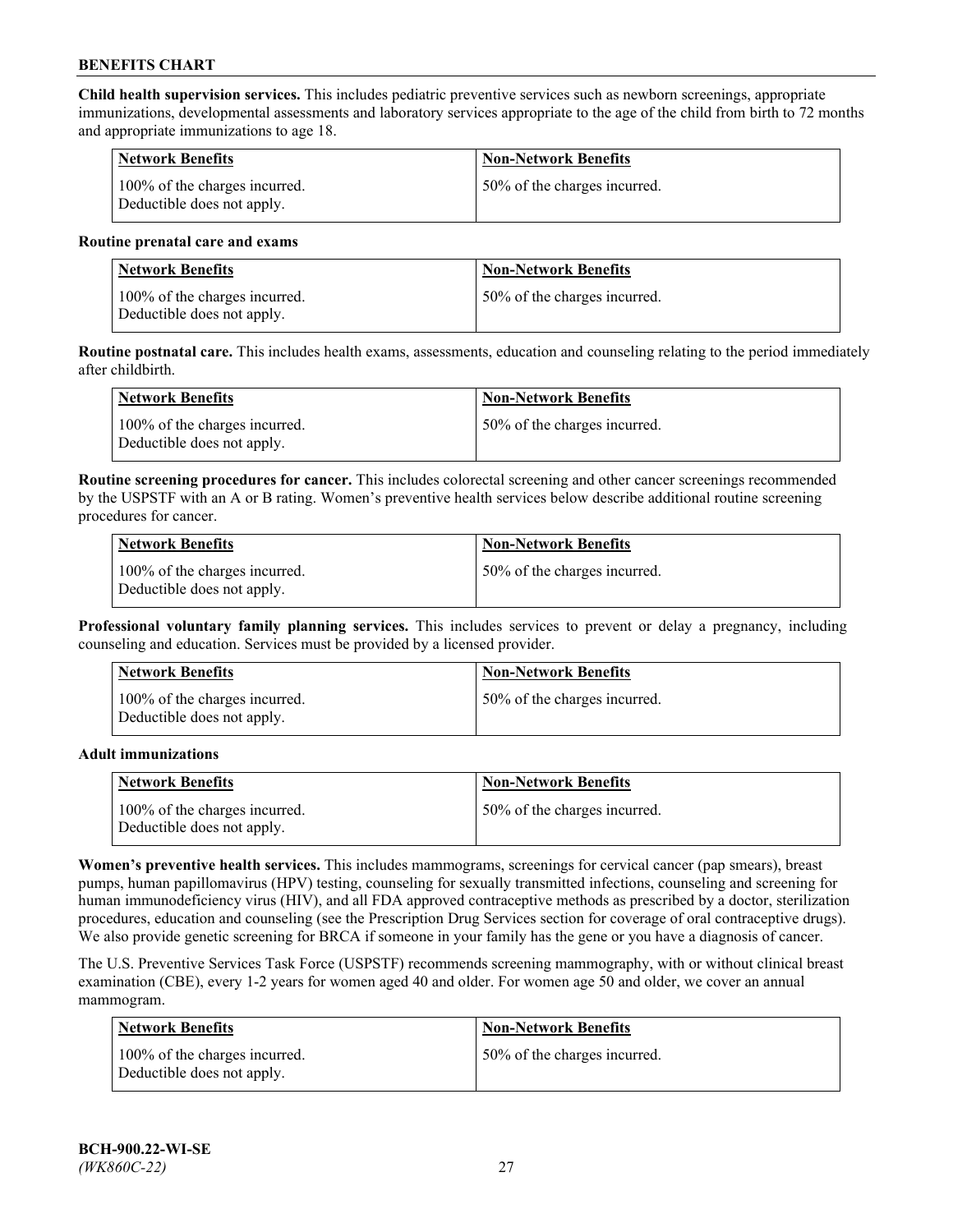**Child health supervision services.** This includes pediatric preventive services such as newborn screenings, appropriate immunizations, developmental assessments and laboratory services appropriate to the age of the child from birth to 72 months and appropriate immunizations to age 18.

| Network Benefits | Non-Network Benefits |
|---|---|
| 100% of the charges incurred. Deductible does not apply. | 50% of the charges incurred. |

**Routine prenatal care and exams**

| Network Benefits | Non-Network Benefits |
|---|---|
| 100% of the charges incurred. Deductible does not apply. | 50% of the charges incurred. |

**Routine postnatal care.** This includes health exams, assessments, education and counseling relating to the period immediately after childbirth.

| Network Benefits | Non-Network Benefits |
|---|---|
| 100% of the charges incurred. Deductible does not apply. | 50% of the charges incurred. |

**Routine screening procedures for cancer.** This includes colorectal screening and other cancer screenings recommended by the USPSTF with an A or B rating. Women's preventive health services below describe additional routine screening procedures for cancer.

| Network Benefits | Non-Network Benefits |
|---|---|
| 100% of the charges incurred. Deductible does not apply. | 50% of the charges incurred. |

**Professional voluntary family planning services.** This includes services to prevent or delay a pregnancy, including counseling and education. Services must be provided by a licensed provider.

| Network Benefits | Non-Network Benefits |
|---|---|
| 100% of the charges incurred. Deductible does not apply. | 50% of the charges incurred. |

**Adult immunizations**

| Network Benefits | Non-Network Benefits |
|---|---|
| 100% of the charges incurred. Deductible does not apply. | 50% of the charges incurred. |

**Women's preventive health services.** This includes mammograms, screenings for cervical cancer (pap smears), breast pumps, human papillomavirus (HPV) testing, counseling for sexually transmitted infections, counseling and screening for human immunodeficiency virus (HIV), and all FDA approved contraceptive methods as prescribed by a doctor, sterilization procedures, education and counseling (see the Prescription Drug Services section for coverage of oral contraceptive drugs). We also provide genetic screening for BRCA if someone in your family has the gene or you have a diagnosis of cancer.

The U.S. Preventive Services Task Force (USPSTF) recommends screening mammography, with or without clinical breast examination (CBE), every 1-2 years for women aged 40 and older. For women age 50 and older, we cover an annual mammogram.

| Network Benefits | Non-Network Benefits |
|---|---|
| 100% of the charges incurred. Deductible does not apply. | 50% of the charges incurred. |

**BCH-900.22-WI-SE**
*(WK860C-22)*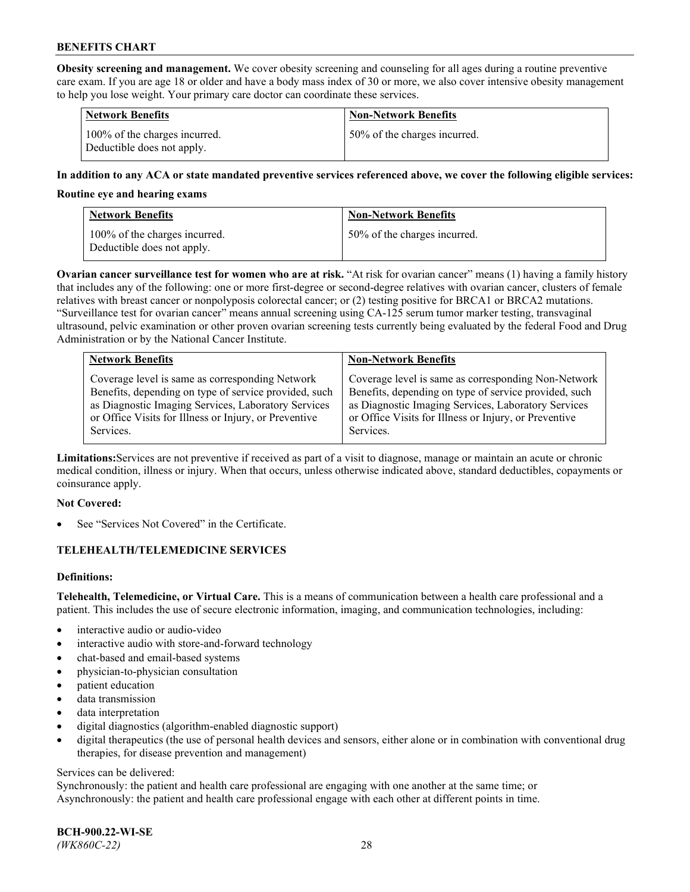**Obesity screening and management.** We cover obesity screening and counseling for all ages during a routine preventive care exam. If you are age 18 or older and have a body mass index of 30 or more, we also cover intensive obesity management to help you lose weight. Your primary care doctor can coordinate these services.

| Network Benefits | Non-Network Benefits |
|---|---|
| 100% of the charges incurred. Deductible does not apply. | 50% of the charges incurred. |

**In addition to any ACA or state mandated preventive services referenced above, we cover the following eligible services:**

**Routine eye and hearing exams**

| Network Benefits | Non-Network Benefits |
|---|---|
| 100% of the charges incurred. Deductible does not apply. | 50% of the charges incurred. |

**Ovarian cancer surveillance test for women who are at risk.** "At risk for ovarian cancer" means (1) having a family history that includes any of the following: one or more first-degree or second-degree relatives with ovarian cancer, clusters of female relatives with breast cancer or nonpolyposis colorectal cancer; or (2) testing positive for BRCA1 or BRCA2 mutations. "Surveillance test for ovarian cancer" means annual screening using CA-125 serum tumor marker testing, transvaginal ultrasound, pelvic examination or other proven ovarian screening tests currently being evaluated by the federal Food and Drug Administration or by the National Cancer Institute.

| Network Benefits | Non-Network Benefits |
|---|---|
| Coverage level is same as corresponding Network Benefits, depending on type of service provided, such as Diagnostic Imaging Services, Laboratory Services or Office Visits for Illness or Injury, or Preventive Services. | Coverage level is same as corresponding Non-Network Benefits, depending on type of service provided, such as Diagnostic Imaging Services, Laboratory Services or Office Visits for Illness or Injury, or Preventive Services. |

**Limitations:** Services are not preventive if received as part of a visit to diagnose, manage or maintain an acute or chronic medical condition, illness or injury. When that occurs, unless otherwise indicated above, standard deductibles, copayments or coinsurance apply.

**Not Covered:**

- See "Services Not Covered" in the Certificate.

**TELEHEALTH/TELEMEDICINE SERVICES**

**Definitions:**

**Telehealth, Telemedicine, or Virtual Care.** This is a means of communication between a health care professional and a patient. This includes the use of secure electronic information, imaging, and communication technologies, including:

- interactive audio or audio-video
- interactive audio with store-and-forward technology
- chat-based and email-based systems
- physician-to-physician consultation
- patient education
- data transmission
- data interpretation
- digital diagnostics (algorithm-enabled diagnostic support)
- digital therapeutics (the use of personal health devices and sensors, either alone or in combination with conventional drug therapies, for disease prevention and management)

Services can be delivered:
Synchronously: the patient and health care professional are engaging with one another at the same time; or
Asynchronously: the patient and health care professional engage with each other at different points in time.

**BCH-900.22-WI-SE**
*(WK860C-22)*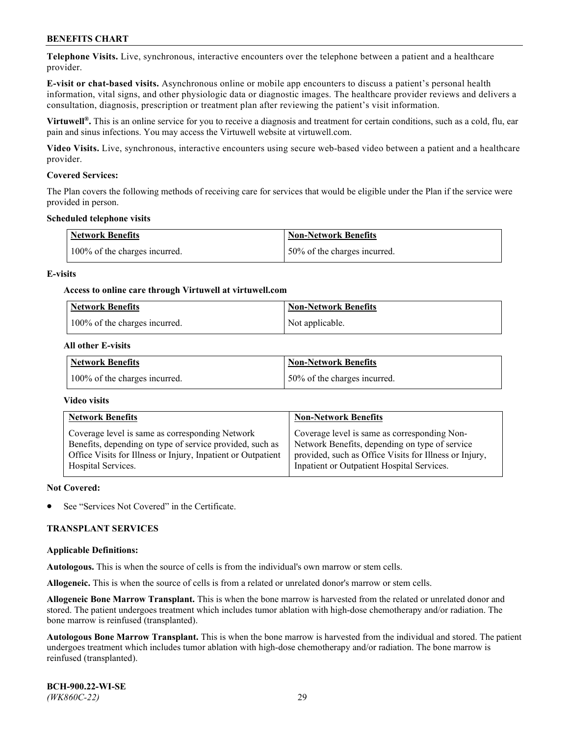**Telephone Visits.** Live, synchronous, interactive encounters over the telephone between a patient and a healthcare provider.

**E-visit or chat-based visits.** Asynchronous online or mobile app encounters to discuss a patient's personal health information, vital signs, and other physiologic data or diagnostic images. The healthcare provider reviews and delivers a consultation, diagnosis, prescription or treatment plan after reviewing the patient's visit information.

**Virtuwell®.** This is an online service for you to receive a diagnosis and treatment for certain conditions, such as a cold, flu, ear pain and sinus infections. You may access the Virtuwell website at virtuwell.com.

**Video Visits.** Live, synchronous, interactive encounters using secure web-based video between a patient and a healthcare provider.

**Covered Services:**

The Plan covers the following methods of receiving care for services that would be eligible under the Plan if the service were provided in person.

**Scheduled telephone visits**

| Network Benefits | Non-Network Benefits |
|---|---|
| 100% of the charges incurred. | 50% of the charges incurred. |

**E-visits**

**Access to online care through Virtuwell at virtuwell.com**

| Network Benefits | Non-Network Benefits |
|---|---|
| 100% of the charges incurred. | Not applicable. |

**All other E-visits**

| Network Benefits | Non-Network Benefits |
|---|---|
| 100% of the charges incurred. | 50% of the charges incurred. |

**Video visits**

| Network Benefits | Non-Network Benefits |
|---|---|
| Coverage level is same as corresponding Network Benefits, depending on type of service provided, such as Office Visits for Illness or Injury, Inpatient or Outpatient Hospital Services. | Coverage level is same as corresponding Non-Network Benefits, depending on type of service provided, such as Office Visits for Illness or Injury, Inpatient or Outpatient Hospital Services. |

**Not Covered:**

- See "Services Not Covered" in the Certificate.

## TRANSPLANT SERVICES

**Applicable Definitions:**

**Autologous.** This is when the source of cells is from the individual's own marrow or stem cells.

**Allogeneic.** This is when the source of cells is from a related or unrelated donor's marrow or stem cells.

**Allogeneic Bone Marrow Transplant.** This is when the bone marrow is harvested from the related or unrelated donor and stored. The patient undergoes treatment which includes tumor ablation with high-dose chemotherapy and/or radiation. The bone marrow is reinfused (transplanted).

**Autologous Bone Marrow Transplant.** This is when the bone marrow is harvested from the individual and stored. The patient undergoes treatment which includes tumor ablation with high-dose chemotherapy and/or radiation. The bone marrow is reinfused (transplanted).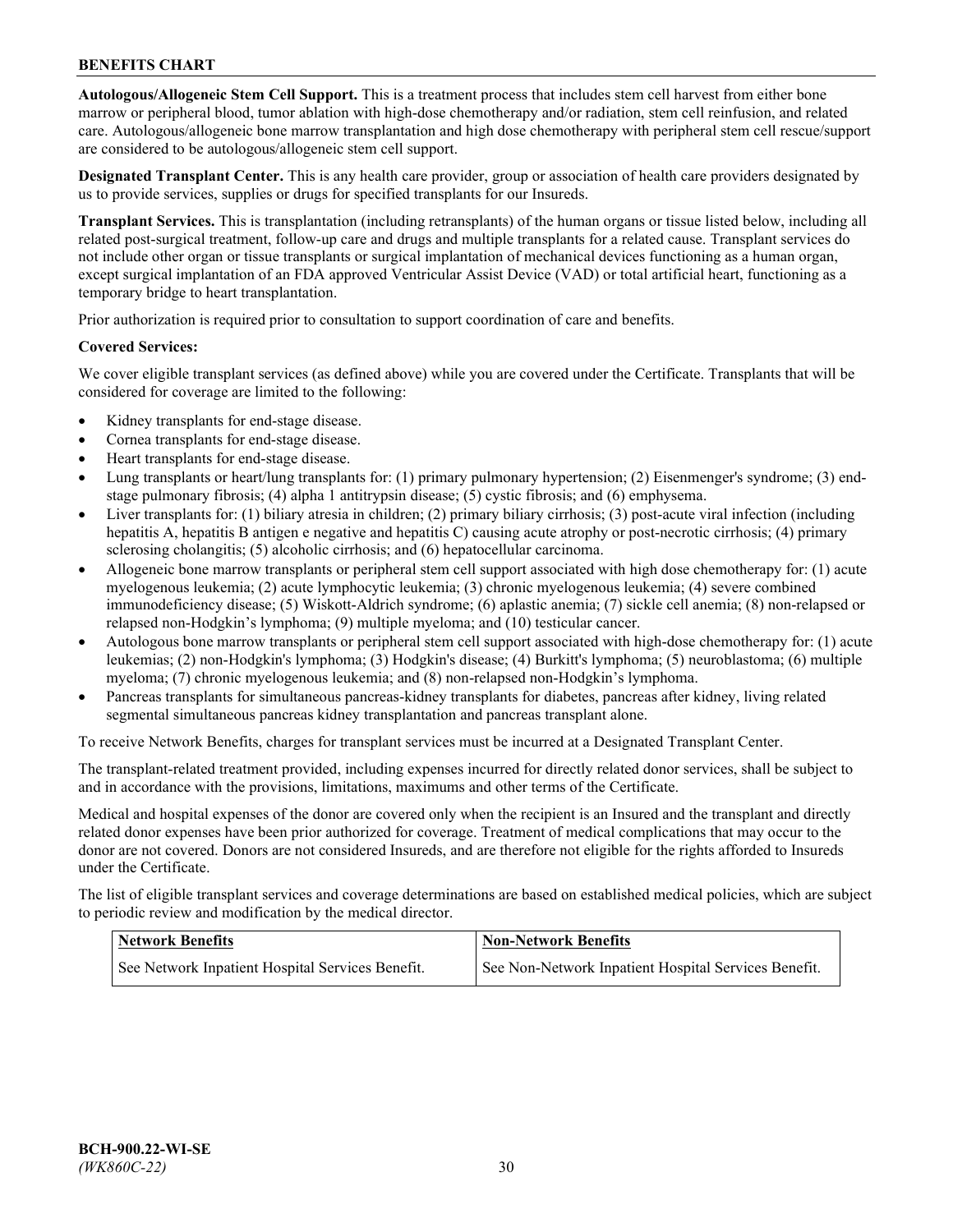**Autologous/Allogeneic Stem Cell Support.** This is a treatment process that includes stem cell harvest from either bone marrow or peripheral blood, tumor ablation with high-dose chemotherapy and/or radiation, stem cell reinfusion, and related care. Autologous/allogeneic bone marrow transplantation and high dose chemotherapy with peripheral stem cell rescue/support are considered to be autologous/allogeneic stem cell support.

**Designated Transplant Center.** This is any health care provider, group or association of health care providers designated by us to provide services, supplies or drugs for specified transplants for our Insureds.

**Transplant Services.** This is transplantation (including retransplants) of the human organs or tissue listed below, including all related post-surgical treatment, follow-up care and drugs and multiple transplants for a related cause. Transplant services do not include other organ or tissue transplants or surgical implantation of mechanical devices functioning as a human organ, except surgical implantation of an FDA approved Ventricular Assist Device (VAD) or total artificial heart, functioning as a temporary bridge to heart transplantation.

Prior authorization is required prior to consultation to support coordination of care and benefits.

**Covered Services:**

We cover eligible transplant services (as defined above) while you are covered under the Certificate. Transplants that will be considered for coverage are limited to the following:

- Kidney transplants for end-stage disease.
- Cornea transplants for end-stage disease.
- Heart transplants for end-stage disease.
- Lung transplants or heart/lung transplants for: (1) primary pulmonary hypertension; (2) Eisenmenger's syndrome; (3) end-stage pulmonary fibrosis; (4) alpha 1 antitrypsin disease; (5) cystic fibrosis; and (6) emphysema.
- Liver transplants for: (1) biliary atresia in children; (2) primary biliary cirrhosis; (3) post-acute viral infection (including hepatitis A, hepatitis B antigen e negative and hepatitis C) causing acute atrophy or post-necrotic cirrhosis; (4) primary sclerosing cholangitis; (5) alcoholic cirrhosis; and (6) hepatocellular carcinoma.
- Allogeneic bone marrow transplants or peripheral stem cell support associated with high dose chemotherapy for: (1) acute myelogenous leukemia; (2) acute lymphocytic leukemia; (3) chronic myelogenous leukemia; (4) severe combined immunodeficiency disease; (5) Wiskott-Aldrich syndrome; (6) aplastic anemia; (7) sickle cell anemia; (8) non-relapsed or relapsed non-Hodgkin’s lymphoma; (9) multiple myeloma; and (10) testicular cancer.
- Autologous bone marrow transplants or peripheral stem cell support associated with high-dose chemotherapy for: (1) acute leukemias; (2) non-Hodgkin's lymphoma; (3) Hodgkin's disease; (4) Burkitt's lymphoma; (5) neuroblastoma; (6) multiple myeloma; (7) chronic myelogenous leukemia; and (8) non-relapsed non-Hodgkin’s lymphoma.
- Pancreas transplants for simultaneous pancreas-kidney transplants for diabetes, pancreas after kidney, living related segmental simultaneous pancreas kidney transplantation and pancreas transplant alone.

To receive Network Benefits, charges for transplant services must be incurred at a Designated Transplant Center.

The transplant-related treatment provided, including expenses incurred for directly related donor services, shall be subject to and in accordance with the provisions, limitations, maximums and other terms of the Certificate.

Medical and hospital expenses of the donor are covered only when the recipient is an Insured and the transplant and directly related donor expenses have been prior authorized for coverage. Treatment of medical complications that may occur to the donor are not covered. Donors are not considered Insureds, and are therefore not eligible for the rights afforded to Insureds under the Certificate.

The list of eligible transplant services and coverage determinations are based on established medical policies, which are subject to periodic review and modification by the medical director.

| Network Benefits | Non-Network Benefits |
|---|---|
| See Network Inpatient Hospital Services Benefit. | See Non-Network Inpatient Hospital Services Benefit. |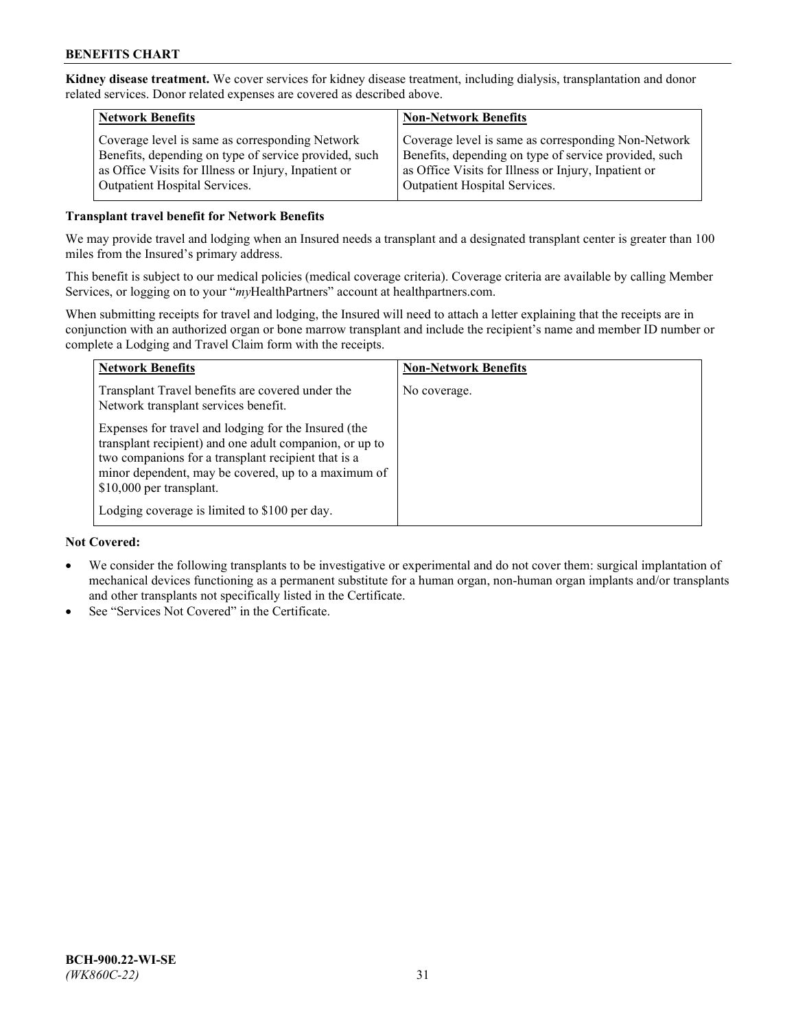**Kidney disease treatment.** We cover services for kidney disease treatment, including dialysis, transplantation and donor related services. Donor related expenses are covered as described above.

| Network Benefits | Non-Network Benefits |
| --- | --- |
| Coverage level is same as corresponding Network Benefits, depending on type of service provided, such as Office Visits for Illness or Injury, Inpatient or Outpatient Hospital Services. | Coverage level is same as corresponding Non-Network Benefits, depending on type of service provided, such as Office Visits for Illness or Injury, Inpatient or Outpatient Hospital Services. |

**Transplant travel benefit for Network Benefits**

We may provide travel and lodging when an Insured needs a transplant and a designated transplant center is greater than 100 miles from the Insured's primary address.

This benefit is subject to our medical policies (medical coverage criteria). Coverage criteria are available by calling Member Services, or logging on to your "*my*HealthPartners" account at healthpartners.com.

When submitting receipts for travel and lodging, the Insured will need to attach a letter explaining that the receipts are in conjunction with an authorized organ or bone marrow transplant and include the recipient's name and member ID number or complete a Lodging and Travel Claim form with the receipts.

| Network Benefits | Non-Network Benefits |
| --- | --- |
| Transplant Travel benefits are covered under the Network transplant services benefit.<br><br>Expenses for travel and lodging for the Insured (the transplant recipient) and one adult companion, or up to two companions for a transplant recipient that is a minor dependent, may be covered, up to a maximum of $10,000 per transplant.<br><br>Lodging coverage is limited to $100 per day. | No coverage. |

**Not Covered:**

- We consider the following transplants to be investigative or experimental and do not cover them: surgical implantation of mechanical devices functioning as a permanent substitute for a human organ, non-human organ implants and/or transplants and other transplants not specifically listed in the Certificate.
- See "Services Not Covered" in the Certificate.

**BCH-900.22-WI-SE**
*(WK860C-22)*